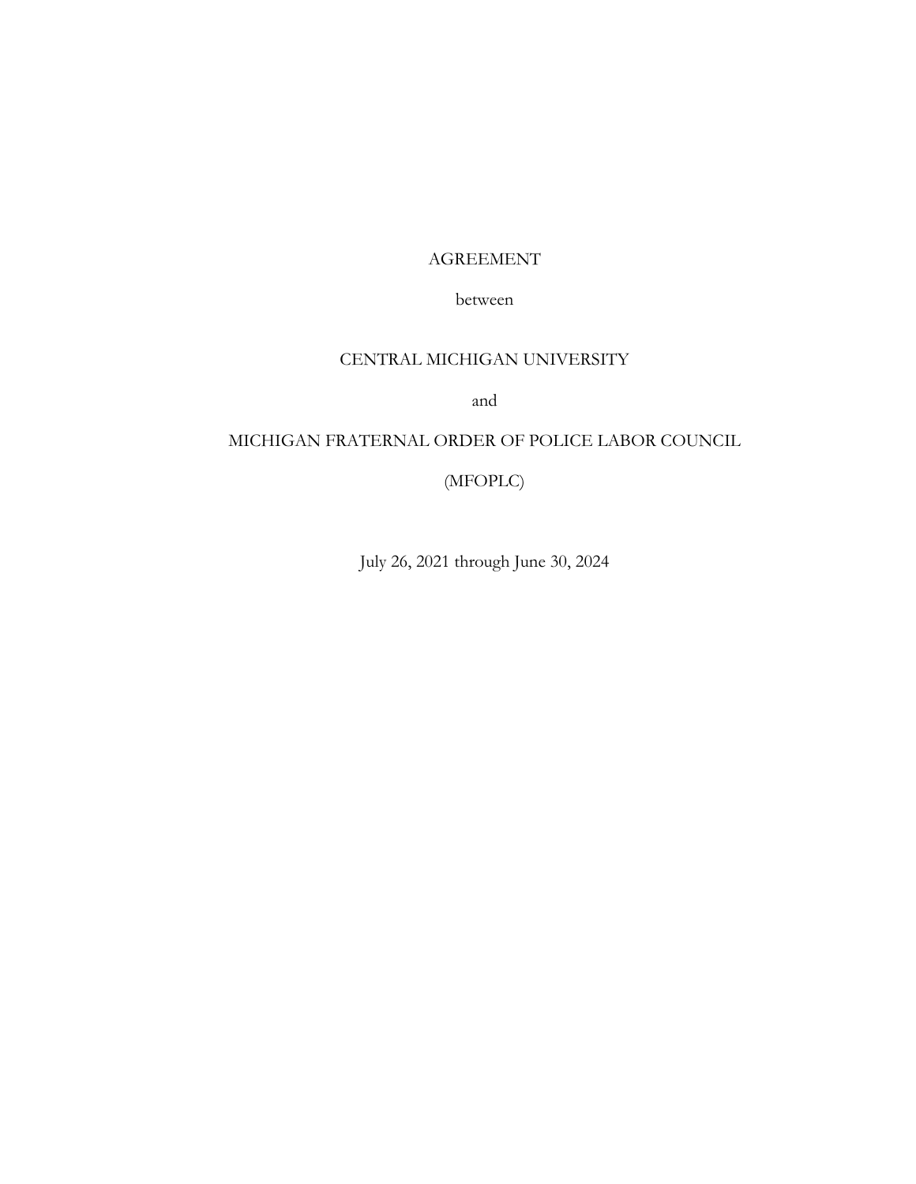# AGREEMENT

between

CENTRAL MICHIGAN UNIVERSITY

and

MICHIGAN FRATERNAL ORDER OF POLICE LABOR COUNCIL

(MFOPLC)

July 26, 2021 through June 30, 2024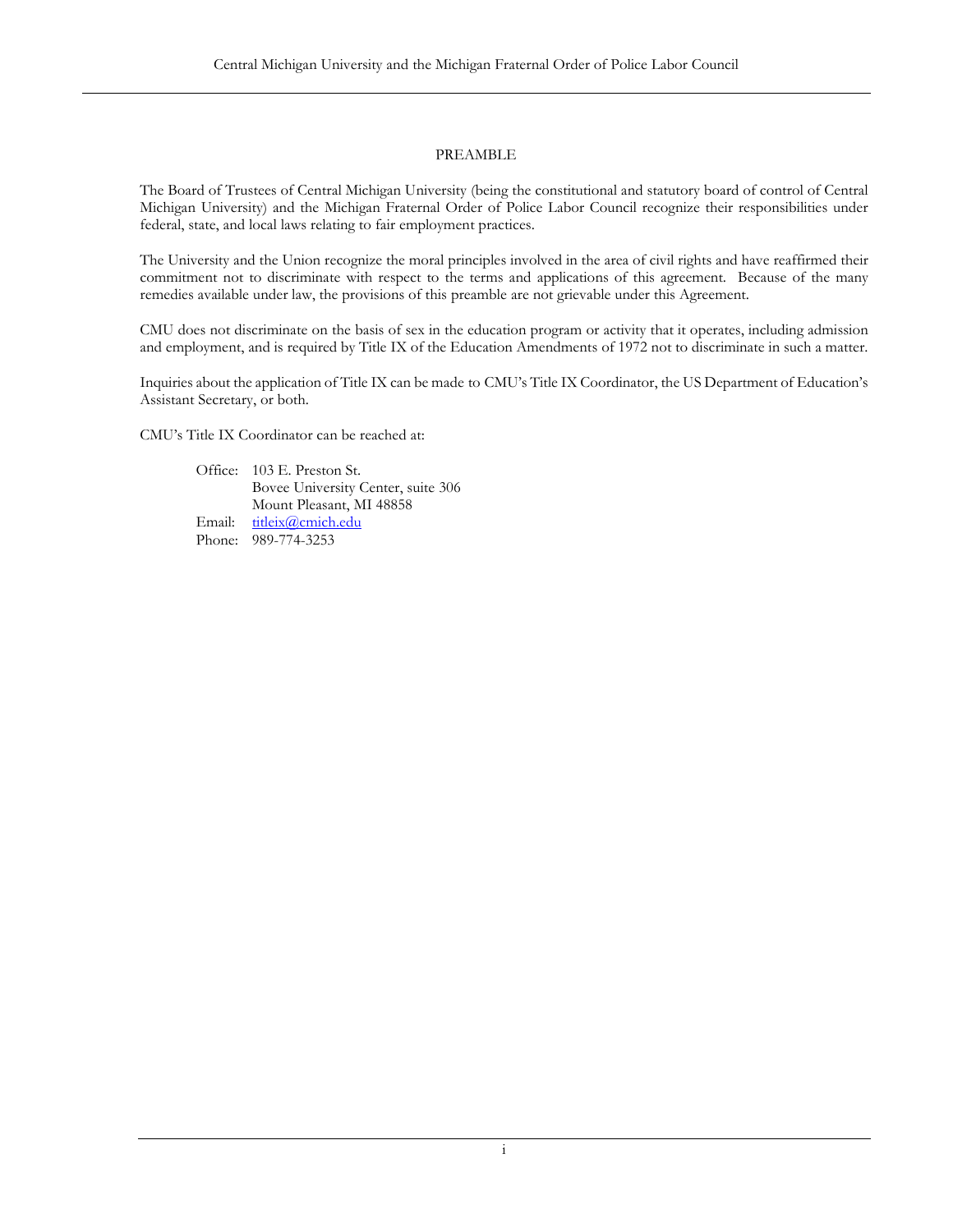# PREAMBLE

The Board of Trustees of Central Michigan University (being the constitutional and statutory board of control of Central Michigan University) and the Michigan Fraternal Order of Police Labor Council recognize their responsibilities under federal, state, and local laws relating to fair employment practices.

The University and the Union recognize the moral principles involved in the area of civil rights and have reaffirmed their commitment not to discriminate with respect to the terms and applications of this agreement. Because of the many remedies available under law, the provisions of this preamble are not grievable under this Agreement.

CMU does not discriminate on the basis of sex in the education program or activity that it operates, including admission and employment, and is required by Title IX of the Education Amendments of 1972 not to discriminate in such a matter.

Inquiries about the application of Title IX can be made to CMU's Title IX Coordinator, the US Department of Education's Assistant Secretary, or both.

CMU's Title IX Coordinator can be reached at:

Office: 103 E. Preston St.
Bovee University Center, suite 306
Mount Pleasant, MI 48858
Email: titleix@cmich.edu
Phone: 989-774-3253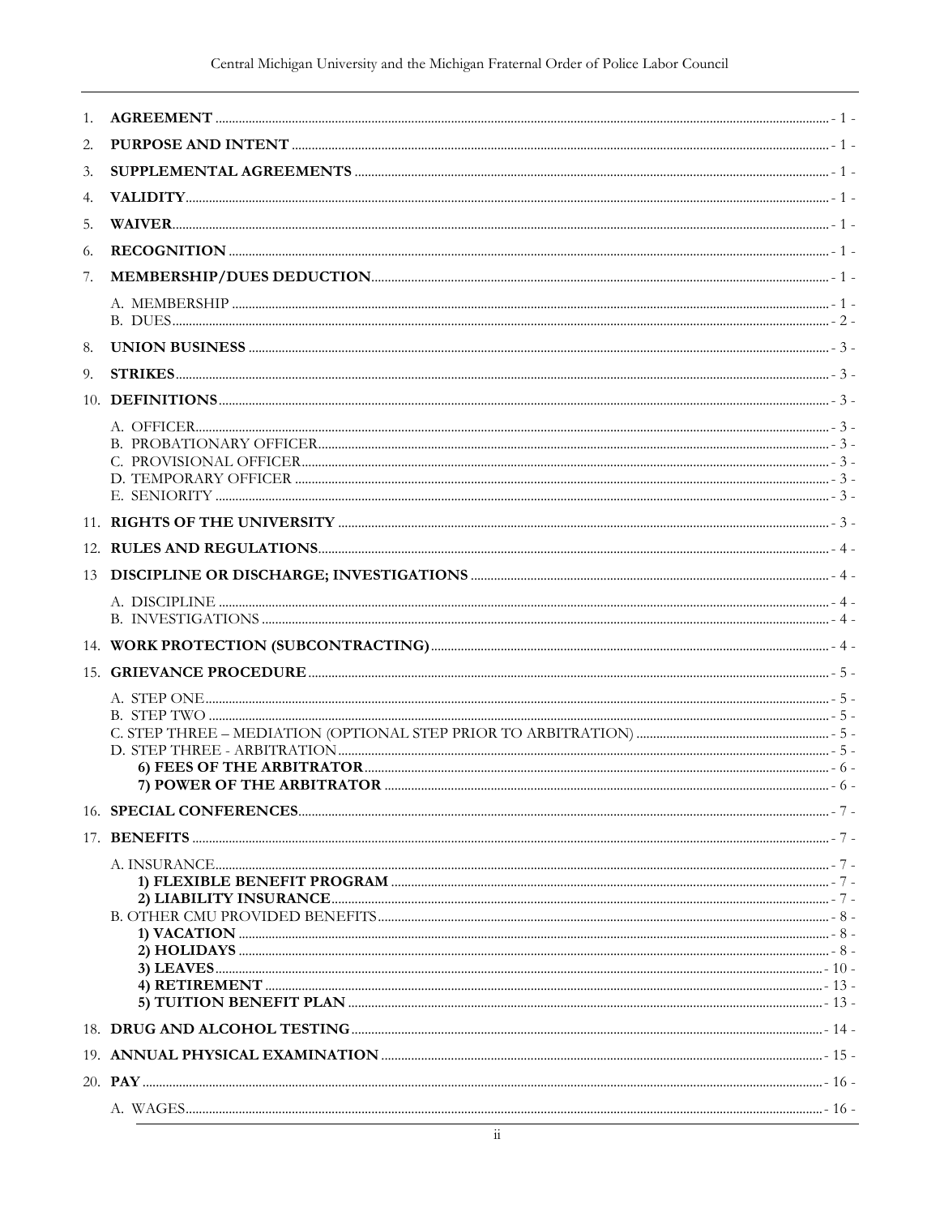1. **AGREEMENT** ........ - 1 -
2. **PURPOSE AND INTENT** ........ - 1 -
3. **SUPPLEMENTAL AGREEMENTS** ........ - 1 -
4. **VALIDITY** ........ - 1 -
5. **WAIVER** ........ - 1 -
6. **RECOGNITION** ........ - 1 -
7. **MEMBERSHIP/DUES DEDUCTION** ........ - 1 -
   - A. MEMBERSHIP ........ - 1 -
   - B. DUES ........ - 2 -
8. **UNION BUSINESS** ........ - 3 -
9. **STRIKES** ........ - 3 -
10. **DEFINITIONS** ........ - 3 -
    - A. OFFICER ........ - 3 -
    - B. PROBATIONARY OFFICER ........ - 3 -
    - C. PROVISIONAL OFFICER ........ - 3 -
    - D. TEMPORARY OFFICER ........ - 3 -
    - E. SENIORITY ........ - 3 -
11. **RIGHTS OF THE UNIVERSITY** ........ - 3 -
12. **RULES AND REGULATIONS** ........ - 4 -
13. **DISCIPLINE OR DISCHARGE; INVESTIGATIONS** ........ - 4 -
    - A. DISCIPLINE ........ - 4 -
    - B. INVESTIGATIONS ........ - 4 -
14. **WORK PROTECTION (SUBCONTRACTING)** ........ - 4 -
15. **GRIEVANCE PROCEDURE** ........ - 5 -
    - A. STEP ONE ........ - 5 -
    - B. STEP TWO ........ - 5 -
    - C. STEP THREE – MEDIATION (OPTIONAL STEP PRIOR TO ARBITRATION) ........ - 5 -
    - D. STEP THREE - ARBITRATION ........ - 5 -
      - **6) FEES OF THE ARBITRATOR** ........ - 6 -
      - **7) POWER OF THE ARBITRATOR** ........ - 6 -
16. **SPECIAL CONFERENCES** ........ - 7 -
17. **BENEFITS** ........ - 7 -
    - A. INSURANCE ........ - 7 -
      - **1) FLEXIBLE BENEFIT PROGRAM** ........ - 7 -
      - **2) LIABILITY INSURANCE** ........ - 7 -
    - B. OTHER CMU PROVIDED BENEFITS ........ - 8 -
      - **1) VACATION** ........ - 8 -
      - **2) HOLIDAYS** ........ - 8 -
      - **3) LEAVES** ........ - 10 -
      - **4) RETIREMENT** ........ - 13 -
      - **5) TUITION BENEFIT PLAN** ........ - 13 -
18. **DRUG AND ALCOHOL TESTING** ........ - 14 -
19. **ANNUAL PHYSICAL EXAMINATION** ........ - 15 -
20. **PAY** ........ - 16 -
    - A. WAGES ........ - 16 -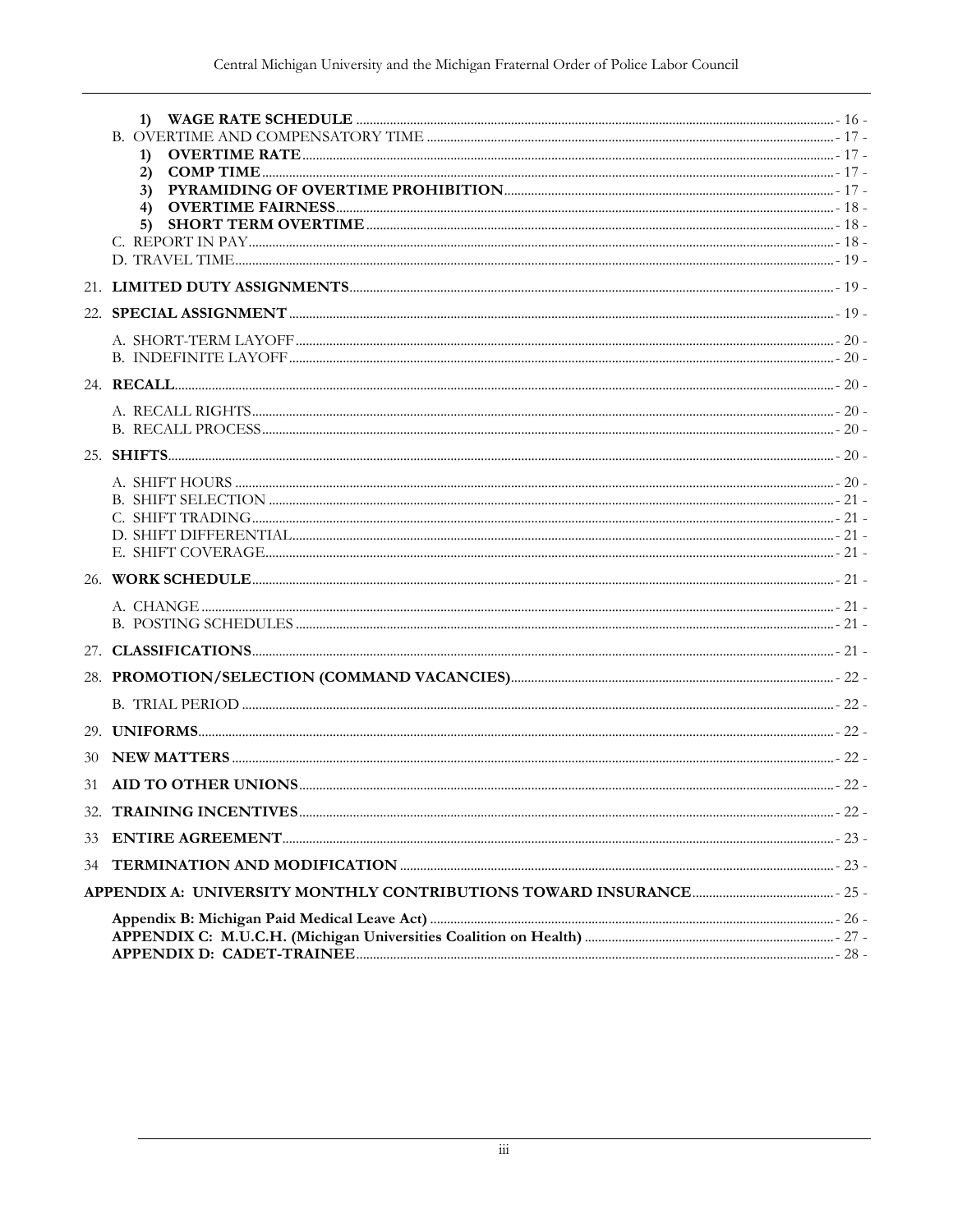1) **WAGE RATE SCHEDULE** ... - 16 -
B. OVERTIME AND COMPENSATORY TIME ... - 17 -
1) **OVERTIME RATE** ... - 17 -
2) **COMP TIME** ... - 17 -
3) **PYRAMIDING OF OVERTIME PROHIBITION** ... - 17 -
4) **OVERTIME FAIRNESS** ... - 18 -
5) **SHORT TERM OVERTIME** ... - 18 -
C. REPORT IN PAY ... - 18 -
D. TRAVEL TIME ... - 19 -

21. **LIMITED DUTY ASSIGNMENTS** ... - 19 -

22. **SPECIAL ASSIGNMENT** ... - 19 -

A. SHORT-TERM LAYOFF ... - 20 -
B. INDEFINITE LAYOFF ... - 20 -

24. **RECALL** ... - 20 -

A. RECALL RIGHTS ... - 20 -
B. RECALL PROCESS ... - 20 -

25. **SHIFTS** ... - 20 -

A. SHIFT HOURS ... - 20 -
B. SHIFT SELECTION ... - 21 -
C. SHIFT TRADING ... - 21 -
D. SHIFT DIFFERENTIAL ... - 21 -
E. SHIFT COVERAGE ... - 21 -

26. **WORK SCHEDULE** ... - 21 -

A. CHANGE ... - 21 -
B. POSTING SCHEDULES ... - 21 -

27. **CLASSIFICATIONS** ... - 21 -

28. **PROMOTION/SELECTION (COMMAND VACANCIES)** ... - 22 -

B. TRIAL PERIOD ... - 22 -

29. **UNIFORMS** ... - 22 -

30 **NEW MATTERS** ... - 22 -

31 **AID TO OTHER UNIONS** ... - 22 -

32. **TRAINING INCENTIVES** ... - 22 -

33 **ENTIRE AGREEMENT** ... - 23 -

34 **TERMINATION AND MODIFICATION** ... - 23 -

**APPENDIX A: UNIVERSITY MONTHLY CONTRIBUTIONS TOWARD INSURANCE** ... - 25 -

**Appendix B: Michigan Paid Medical Leave Act)** ... - 26 -
**APPENDIX C: M.U.C.H. (Michigan Universities Coalition on Health)** ... - 27 -
**APPENDIX D: CADET-TRAINEE** ... - 28 -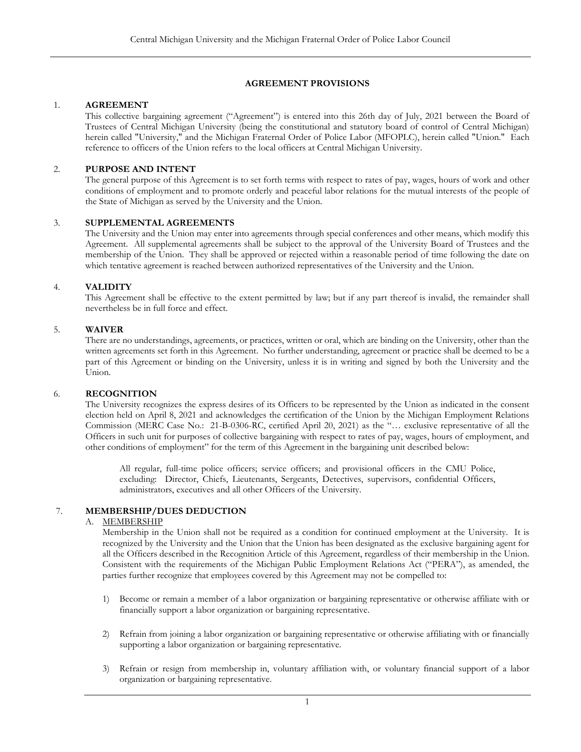## AGREEMENT PROVISIONS

### 1. AGREEMENT

This collective bargaining agreement ("Agreement") is entered into this 26th day of July, 2021 between the Board of Trustees of Central Michigan University (being the constitutional and statutory board of control of Central Michigan) herein called "University," and the Michigan Fraternal Order of Police Labor (MFOPLC), herein called "Union." Each reference to officers of the Union refers to the local officers at Central Michigan University.

### 2. PURPOSE AND INTENT

The general purpose of this Agreement is to set forth terms with respect to rates of pay, wages, hours of work and other conditions of employment and to promote orderly and peaceful labor relations for the mutual interests of the people of the State of Michigan as served by the University and the Union.

### 3. SUPPLEMENTAL AGREEMENTS

The University and the Union may enter into agreements through special conferences and other means, which modify this Agreement. All supplemental agreements shall be subject to the approval of the University Board of Trustees and the membership of the Union. They shall be approved or rejected within a reasonable period of time following the date on which tentative agreement is reached between authorized representatives of the University and the Union.

### 4. VALIDITY

This Agreement shall be effective to the extent permitted by law; but if any part thereof is invalid, the remainder shall nevertheless be in full force and effect.

### 5. WAIVER

There are no understandings, agreements, or practices, written or oral, which are binding on the University, other than the written agreements set forth in this Agreement. No further understanding, agreement or practice shall be deemed to be a part of this Agreement or binding on the University, unless it is in writing and signed by both the University and the Union.

### 6. RECOGNITION

The University recognizes the express desires of its Officers to be represented by the Union as indicated in the consent election held on April 8, 2021 and acknowledges the certification of the Union by the Michigan Employment Relations Commission (MERC Case No.: 21-B-0306-RC, certified April 20, 2021) as the "… exclusive representative of all the Officers in such unit for purposes of collective bargaining with respect to rates of pay, wages, hours of employment, and other conditions of employment" for the term of this Agreement in the bargaining unit described below:

> All regular, full-time police officers; service officers; and provisional officers in the CMU Police, excluding: Director, Chiefs, Lieutenants, Sergeants, Detectives, supervisors, confidential Officers, administrators, executives and all other Officers of the University.

### 7. MEMBERSHIP/DUES DEDUCTION

A. MEMBERSHIP

Membership in the Union shall not be required as a condition for continued employment at the University. It is recognized by the University and the Union that the Union has been designated as the exclusive bargaining agent for all the Officers described in the Recognition Article of this Agreement, regardless of their membership in the Union. Consistent with the requirements of the Michigan Public Employment Relations Act ("PERA"), as amended, the parties further recognize that employees covered by this Agreement may not be compelled to:

1) Become or remain a member of a labor organization or bargaining representative or otherwise affiliate with or financially support a labor organization or bargaining representative.

2) Refrain from joining a labor organization or bargaining representative or otherwise affiliating with or financially supporting a labor organization or bargaining representative.

3) Refrain or resign from membership in, voluntary affiliation with, or voluntary financial support of a labor organization or bargaining representative.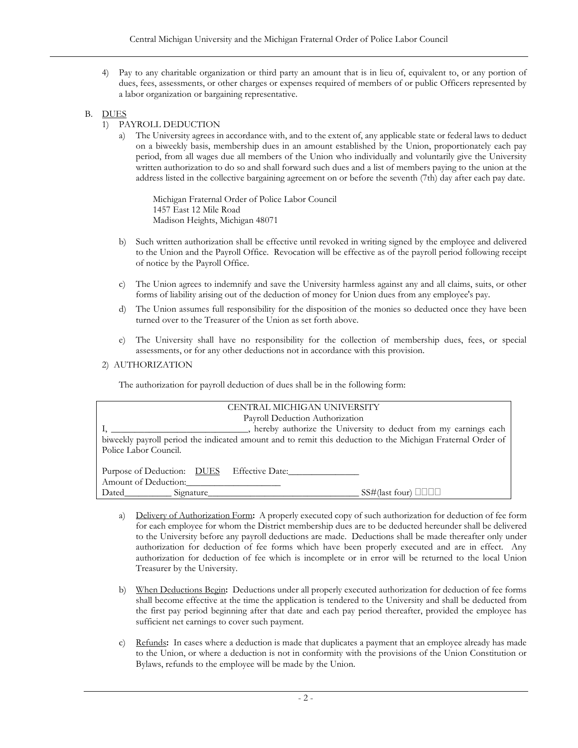4) Pay to any charitable organization or third party an amount that is in lieu of, equivalent to, or any portion of dues, fees, assessments, or other charges or expenses required of members of or public Officers represented by a labor organization or bargaining representative.

B. DUES

1) PAYROLL DEDUCTION

a) The University agrees in accordance with, and to the extent of, any applicable state or federal laws to deduct on a biweekly basis, membership dues in an amount established by the Union, proportionately each pay period, from all wages due all members of the Union who individually and voluntarily give the University written authorization to do so and shall forward such dues and a list of members paying to the union at the address listed in the collective bargaining agreement on or before the seventh (7th) day after each pay date.

Michigan Fraternal Order of Police Labor Council
1457 East 12 Mile Road
Madison Heights, Michigan 48071

b) Such written authorization shall be effective until revoked in writing signed by the employee and delivered to the Union and the Payroll Office. Revocation will be effective as of the payroll period following receipt of notice by the Payroll Office.

c) The Union agrees to indemnify and save the University harmless against any and all claims, suits, or other forms of liability arising out of the deduction of money for Union dues from any employee's pay.

d) The Union assumes full responsibility for the disposition of the monies so deducted once they have been turned over to the Treasurer of the Union as set forth above.

e) The University shall have no responsibility for the collection of membership dues, fees, or special assessments, or for any other deductions not in accordance with this provision.

2) AUTHORIZATION

The authorization for payroll deduction of dues shall be in the following form:

| CENTRAL MICHIGAN UNIVERSITY<br>Payroll Deduction Authorization |
|---|
| I, ______________________________, hereby authorize the University to deduct from my earnings each biweekly payroll period the indicated amount and to remit this deduction to the Michigan Fraternal Order of Police Labor Council. |
| Purpose of Deduction: DUES Effective Date:_______________<br>Amount of Deduction:____________________<br>Dated__________ Signature________________________________ SS#(last four) □□□□ |

a) Delivery of Authorization Form**:** A properly executed copy of such authorization for deduction of fee form for each employee for whom the District membership dues are to be deducted hereunder shall be delivered to the University before any payroll deductions are made. Deductions shall be made thereafter only under authorization for deduction of fee forms which have been properly executed and are in effect. Any authorization for deduction of fee which is incomplete or in error will be returned to the local Union Treasurer by the University.

b) When Deductions Begin**:** Deductions under all properly executed authorization for deduction of fee forms shall become effective at the time the application is tendered to the University and shall be deducted from the first pay period beginning after that date and each pay period thereafter, provided the employee has sufficient net earnings to cover such payment.

c) Refunds**:** In cases where a deduction is made that duplicates a payment that an employee already has made to the Union, or where a deduction is not in conformity with the provisions of the Union Constitution or Bylaws, refunds to the employee will be made by the Union.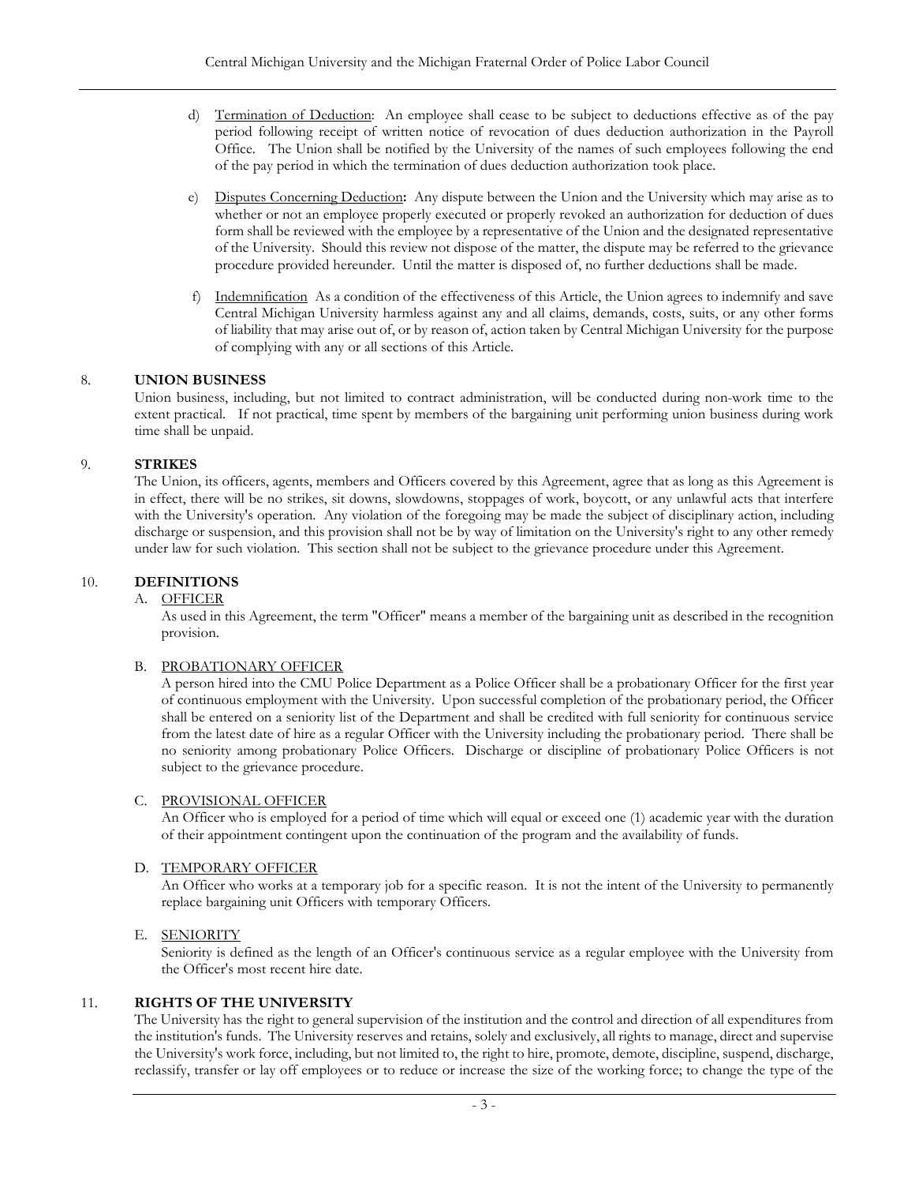d) Termination of Deduction: An employee shall cease to be subject to deductions effective as of the pay period following receipt of written notice of revocation of dues deduction authorization in the Payroll Office. The Union shall be notified by the University of the names of such employees following the end of the pay period in which the termination of dues deduction authorization took place.

e) Disputes Concerning Deduction**:** Any dispute between the Union and the University which may arise as to whether or not an employee properly executed or properly revoked an authorization for deduction of dues form shall be reviewed with the employee by a representative of the Union and the designated representative of the University. Should this review not dispose of the matter, the dispute may be referred to the grievance procedure provided hereunder. Until the matter is disposed of, no further deductions shall be made.

f) Indemnification As a condition of the effectiveness of this Article, the Union agrees to indemnify and save Central Michigan University harmless against any and all claims, demands, costs, suits, or any other forms of liability that may arise out of, or by reason of, action taken by Central Michigan University for the purpose of complying with any or all sections of this Article.

## 8. UNION BUSINESS

Union business, including, but not limited to contract administration, will be conducted during non-work time to the extent practical. If not practical, time spent by members of the bargaining unit performing union business during work time shall be unpaid.

## 9. STRIKES

The Union, its officers, agents, members and Officers covered by this Agreement, agree that as long as this Agreement is in effect, there will be no strikes, sit downs, slowdowns, stoppages of work, boycott, or any unlawful acts that interfere with the University's operation. Any violation of the foregoing may be made the subject of disciplinary action, including discharge or suspension, and this provision shall not be by way of limitation on the University's right to any other remedy under law for such violation. This section shall not be subject to the grievance procedure under this Agreement.

## 10. DEFINITIONS

A. OFFICER

As used in this Agreement, the term "Officer" means a member of the bargaining unit as described in the recognition provision.

B. PROBATIONARY OFFICER

A person hired into the CMU Police Department as a Police Officer shall be a probationary Officer for the first year of continuous employment with the University. Upon successful completion of the probationary period, the Officer shall be entered on a seniority list of the Department and shall be credited with full seniority for continuous service from the latest date of hire as a regular Officer with the University including the probationary period. There shall be no seniority among probationary Police Officers. Discharge or discipline of probationary Police Officers is not subject to the grievance procedure.

C. PROVISIONAL OFFICER

An Officer who is employed for a period of time which will equal or exceed one (1) academic year with the duration of their appointment contingent upon the continuation of the program and the availability of funds.

D. TEMPORARY OFFICER

An Officer who works at a temporary job for a specific reason. It is not the intent of the University to permanently replace bargaining unit Officers with temporary Officers.

E. SENIORITY

Seniority is defined as the length of an Officer's continuous service as a regular employee with the University from the Officer's most recent hire date.

## 11. RIGHTS OF THE UNIVERSITY

The University has the right to general supervision of the institution and the control and direction of all expenditures from the institution's funds. The University reserves and retains, solely and exclusively, all rights to manage, direct and supervise the University's work force, including, but not limited to, the right to hire, promote, demote, discipline, suspend, discharge, reclassify, transfer or lay off employees or to reduce or increase the size of the working force; to change the type of the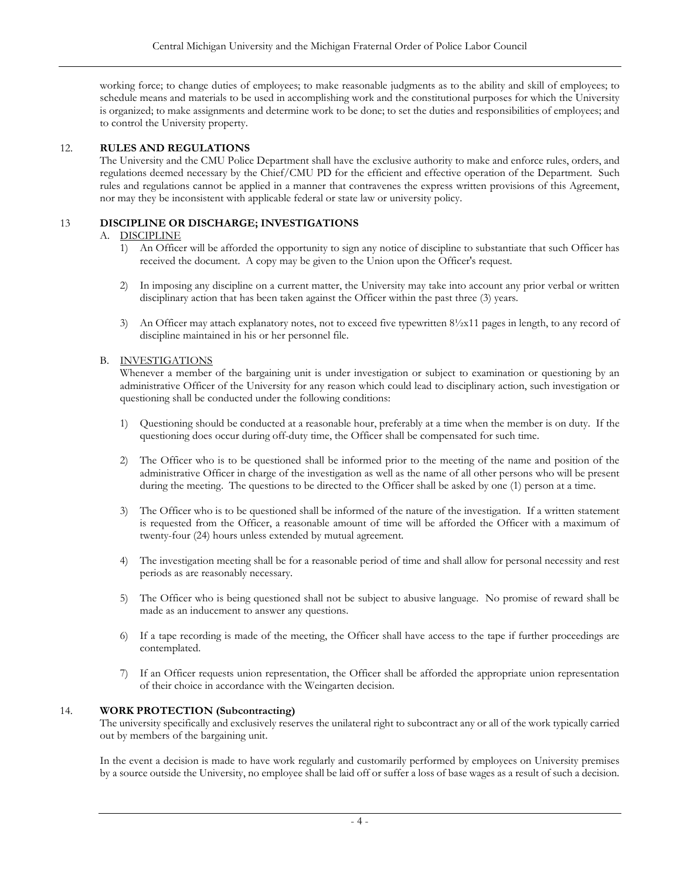working force; to change duties of employees; to make reasonable judgments as to the ability and skill of employees; to schedule means and materials to be used in accomplishing work and the constitutional purposes for which the University is organized; to make assignments and determine work to be done; to set the duties and responsibilities of employees; and to control the University property.

## 12. RULES AND REGULATIONS

The University and the CMU Police Department shall have the exclusive authority to make and enforce rules, orders, and regulations deemed necessary by the Chief/CMU PD for the efficient and effective operation of the Department. Such rules and regulations cannot be applied in a manner that contravenes the express written provisions of this Agreement, nor may they be inconsistent with applicable federal or state law or university policy.

## 13 DISCIPLINE OR DISCHARGE; INVESTIGATIONS

### A. DISCIPLINE

1) An Officer will be afforded the opportunity to sign any notice of discipline to substantiate that such Officer has received the document. A copy may be given to the Union upon the Officer's request.

2) In imposing any discipline on a current matter, the University may take into account any prior verbal or written disciplinary action that has been taken against the Officer within the past three (3) years.

3) An Officer may attach explanatory notes, not to exceed five typewritten 8½x11 pages in length, to any record of discipline maintained in his or her personnel file.

### B. INVESTIGATIONS

Whenever a member of the bargaining unit is under investigation or subject to examination or questioning by an administrative Officer of the University for any reason which could lead to disciplinary action, such investigation or questioning shall be conducted under the following conditions:

1) Questioning should be conducted at a reasonable hour, preferably at a time when the member is on duty. If the questioning does occur during off-duty time, the Officer shall be compensated for such time.

2) The Officer who is to be questioned shall be informed prior to the meeting of the name and position of the administrative Officer in charge of the investigation as well as the name of all other persons who will be present during the meeting. The questions to be directed to the Officer shall be asked by one (1) person at a time.

3) The Officer who is to be questioned shall be informed of the nature of the investigation. If a written statement is requested from the Officer, a reasonable amount of time will be afforded the Officer with a maximum of twenty-four (24) hours unless extended by mutual agreement.

4) The investigation meeting shall be for a reasonable period of time and shall allow for personal necessity and rest periods as are reasonably necessary.

5) The Officer who is being questioned shall not be subject to abusive language. No promise of reward shall be made as an inducement to answer any questions.

6) If a tape recording is made of the meeting, the Officer shall have access to the tape if further proceedings are contemplated.

7) If an Officer requests union representation, the Officer shall be afforded the appropriate union representation of their choice in accordance with the Weingarten decision.

## 14. WORK PROTECTION (Subcontracting)

The university specifically and exclusively reserves the unilateral right to subcontract any or all of the work typically carried out by members of the bargaining unit.

In the event a decision is made to have work regularly and customarily performed by employees on University premises by a source outside the University, no employee shall be laid off or suffer a loss of base wages as a result of such a decision.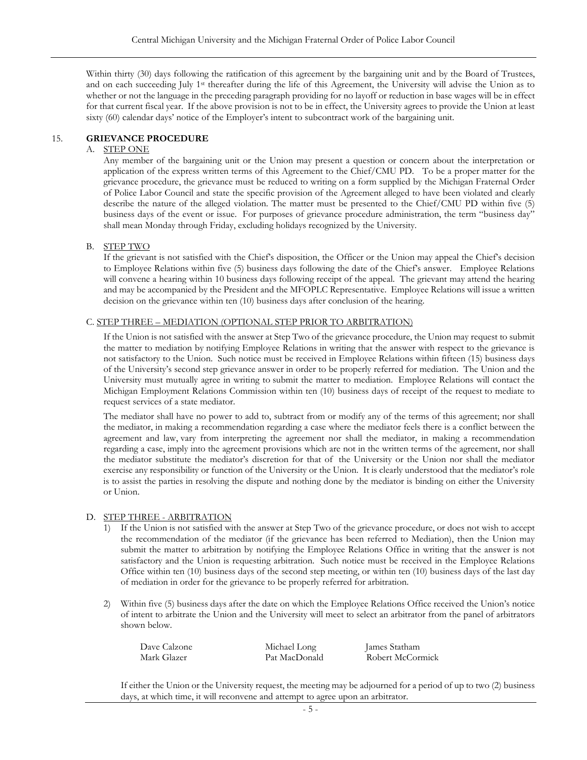Within thirty (30) days following the ratification of this agreement by the bargaining unit and by the Board of Trustees, and on each succeeding July 1st thereafter during the life of this Agreement, the University will advise the Union as to whether or not the language in the preceding paragraph providing for no layoff or reduction in base wages will be in effect for that current fiscal year. If the above provision is not to be in effect, the University agrees to provide the Union at least sixty (60) calendar days' notice of the Employer's intent to subcontract work of the bargaining unit.

## 15. GRIEVANCE PROCEDURE

### A. STEP ONE

Any member of the bargaining unit or the Union may present a question or concern about the interpretation or application of the express written terms of this Agreement to the Chief/CMU PD. To be a proper matter for the grievance procedure, the grievance must be reduced to writing on a form supplied by the Michigan Fraternal Order of Police Labor Council and state the specific provision of the Agreement alleged to have been violated and clearly describe the nature of the alleged violation. The matter must be presented to the Chief/CMU PD within five (5) business days of the event or issue. For purposes of grievance procedure administration, the term "business day" shall mean Monday through Friday, excluding holidays recognized by the University.

### B. STEP TWO

If the grievant is not satisfied with the Chief's disposition, the Officer or the Union may appeal the Chief's decision to Employee Relations within five (5) business days following the date of the Chief's answer. Employee Relations will convene a hearing within 10 business days following receipt of the appeal. The grievant may attend the hearing and may be accompanied by the President and the MFOPLC Representative. Employee Relations will issue a written decision on the grievance within ten (10) business days after conclusion of the hearing.

### C. STEP THREE – MEDIATION (OPTIONAL STEP PRIOR TO ARBITRATION)

If the Union is not satisfied with the answer at Step Two of the grievance procedure, the Union may request to submit the matter to mediation by notifying Employee Relations in writing that the answer with respect to the grievance is not satisfactory to the Union. Such notice must be received in Employee Relations within fifteen (15) business days of the University's second step grievance answer in order to be properly referred for mediation. The Union and the University must mutually agree in writing to submit the matter to mediation. Employee Relations will contact the Michigan Employment Relations Commission within ten (10) business days of receipt of the request to mediate to request services of a state mediator.

The mediator shall have no power to add to, subtract from or modify any of the terms of this agreement; nor shall the mediator, in making a recommendation regarding a case where the mediator feels there is a conflict between the agreement and law, vary from interpreting the agreement nor shall the mediator, in making a recommendation regarding a case, imply into the agreement provisions which are not in the written terms of the agreement, nor shall the mediator substitute the mediator's discretion for that of the University or the Union nor shall the mediator exercise any responsibility or function of the University or the Union. It is clearly understood that the mediator's role is to assist the parties in resolving the dispute and nothing done by the mediator is binding on either the University or Union.

### D. STEP THREE - ARBITRATION

1) If the Union is not satisfied with the answer at Step Two of the grievance procedure, or does not wish to accept the recommendation of the mediator (if the grievance has been referred to Mediation), then the Union may submit the matter to arbitration by notifying the Employee Relations Office in writing that the answer is not satisfactory and the Union is requesting arbitration. Such notice must be received in the Employee Relations Office within ten (10) business days of the second step meeting, or within ten (10) business days of the last day of mediation in order for the grievance to be properly referred for arbitration.

2) Within five (5) business days after the date on which the Employee Relations Office received the Union's notice of intent to arbitrate the Union and the University will meet to select an arbitrator from the panel of arbitrators shown below.

| | | |
|---|---|---|
| Dave Calzone | Michael Long | James Statham |
| Mark Glazer | Pat MacDonald | Robert McCormick |

If either the Union or the University request, the meeting may be adjourned for a period of up to two (2) business days, at which time, it will reconvene and attempt to agree upon an arbitrator.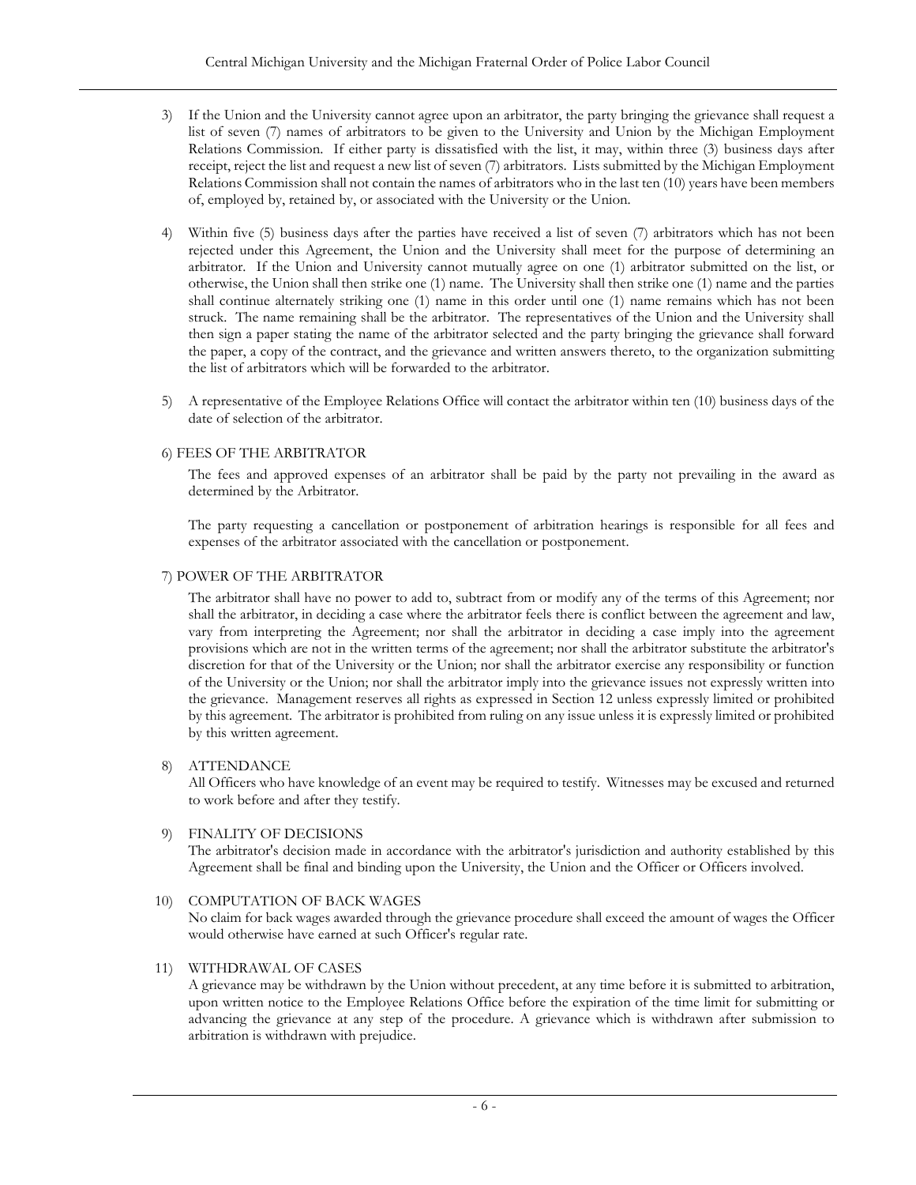3) If the Union and the University cannot agree upon an arbitrator, the party bringing the grievance shall request a list of seven (7) names of arbitrators to be given to the University and Union by the Michigan Employment Relations Commission. If either party is dissatisfied with the list, it may, within three (3) business days after receipt, reject the list and request a new list of seven (7) arbitrators. Lists submitted by the Michigan Employment Relations Commission shall not contain the names of arbitrators who in the last ten (10) years have been members of, employed by, retained by, or associated with the University or the Union.

4) Within five (5) business days after the parties have received a list of seven (7) arbitrators which has not been rejected under this Agreement, the Union and the University shall meet for the purpose of determining an arbitrator. If the Union and University cannot mutually agree on one (1) arbitrator submitted on the list, or otherwise, the Union shall then strike one (1) name. The University shall then strike one (1) name and the parties shall continue alternately striking one (1) name in this order until one (1) name remains which has not been struck. The name remaining shall be the arbitrator. The representatives of the Union and the University shall then sign a paper stating the name of the arbitrator selected and the party bringing the grievance shall forward the paper, a copy of the contract, and the grievance and written answers thereto, to the organization submitting the list of arbitrators which will be forwarded to the arbitrator.

5) A representative of the Employee Relations Office will contact the arbitrator within ten (10) business days of the date of selection of the arbitrator.

6) FEES OF THE ARBITRATOR

The fees and approved expenses of an arbitrator shall be paid by the party not prevailing in the award as determined by the Arbitrator.

The party requesting a cancellation or postponement of arbitration hearings is responsible for all fees and expenses of the arbitrator associated with the cancellation or postponement.

7) POWER OF THE ARBITRATOR

The arbitrator shall have no power to add to, subtract from or modify any of the terms of this Agreement; nor shall the arbitrator, in deciding a case where the arbitrator feels there is conflict between the agreement and law, vary from interpreting the Agreement; nor shall the arbitrator in deciding a case imply into the agreement provisions which are not in the written terms of the agreement; nor shall the arbitrator substitute the arbitrator's discretion for that of the University or the Union; nor shall the arbitrator exercise any responsibility or function of the University or the Union; nor shall the arbitrator imply into the grievance issues not expressly written into the grievance. Management reserves all rights as expressed in Section 12 unless expressly limited or prohibited by this agreement. The arbitrator is prohibited from ruling on any issue unless it is expressly limited or prohibited by this written agreement.

8) ATTENDANCE

All Officers who have knowledge of an event may be required to testify. Witnesses may be excused and returned to work before and after they testify.

9) FINALITY OF DECISIONS

The arbitrator's decision made in accordance with the arbitrator's jurisdiction and authority established by this Agreement shall be final and binding upon the University, the Union and the Officer or Officers involved.

10) COMPUTATION OF BACK WAGES

No claim for back wages awarded through the grievance procedure shall exceed the amount of wages the Officer would otherwise have earned at such Officer's regular rate.

11) WITHDRAWAL OF CASES

A grievance may be withdrawn by the Union without precedent, at any time before it is submitted to arbitration, upon written notice to the Employee Relations Office before the expiration of the time limit for submitting or advancing the grievance at any step of the procedure. A grievance which is withdrawn after submission to arbitration is withdrawn with prejudice.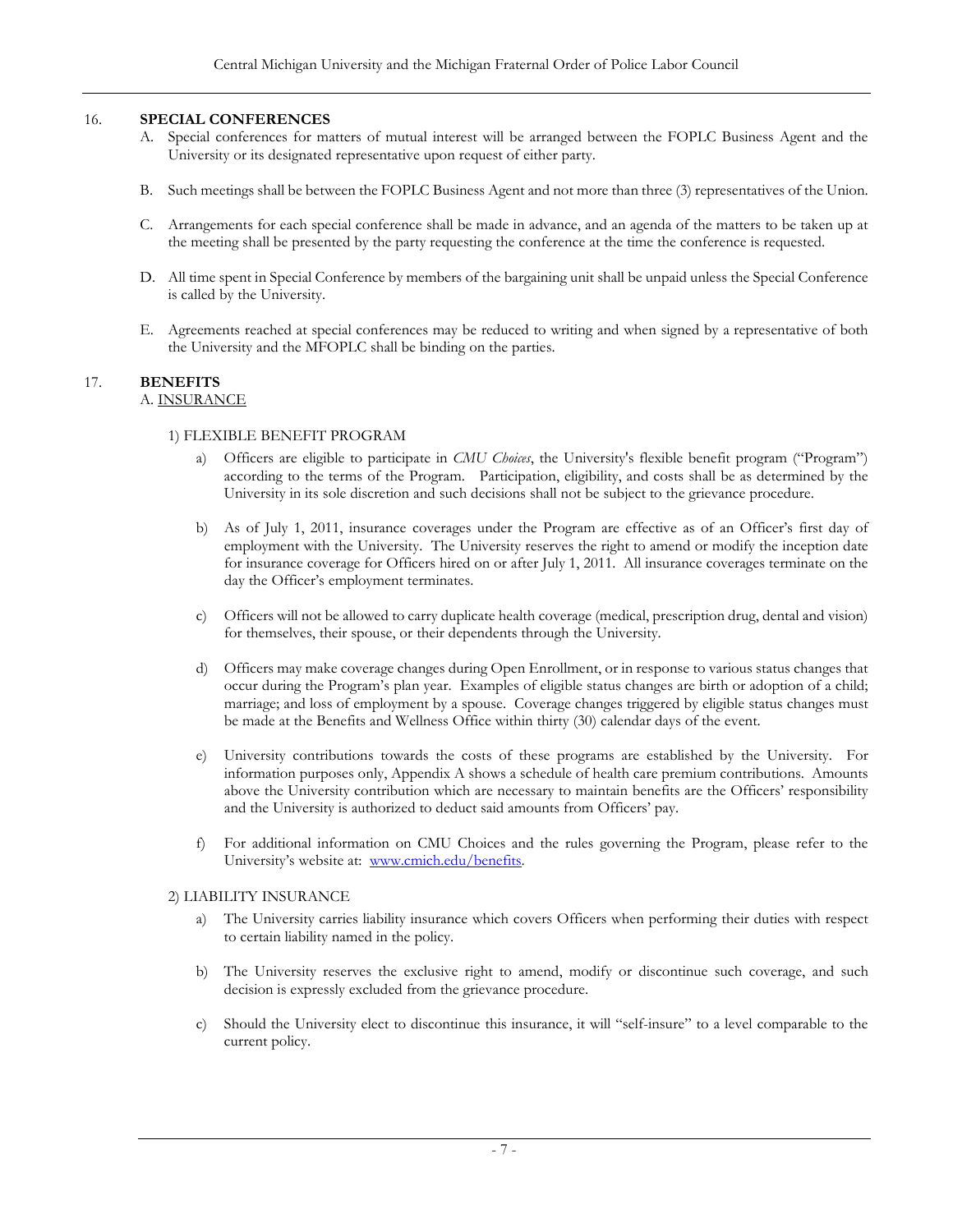## 16. SPECIAL CONFERENCES

A. Special conferences for matters of mutual interest will be arranged between the FOPLC Business Agent and the University or its designated representative upon request of either party.

B. Such meetings shall be between the FOPLC Business Agent and not more than three (3) representatives of the Union.

C. Arrangements for each special conference shall be made in advance, and an agenda of the matters to be taken up at the meeting shall be presented by the party requesting the conference at the time the conference is requested.

D. All time spent in Special Conference by members of the bargaining unit shall be unpaid unless the Special Conference is called by the University.

E. Agreements reached at special conferences may be reduced to writing and when signed by a representative of both the University and the MFOPLC shall be binding on the parties.

## 17. BENEFITS

A. INSURANCE

1) FLEXIBLE BENEFIT PROGRAM

a) Officers are eligible to participate in *CMU Choices*, the University's flexible benefit program ("Program") according to the terms of the Program. Participation, eligibility, and costs shall be as determined by the University in its sole discretion and such decisions shall not be subject to the grievance procedure.

b) As of July 1, 2011, insurance coverages under the Program are effective as of an Officer's first day of employment with the University. The University reserves the right to amend or modify the inception date for insurance coverage for Officers hired on or after July 1, 2011. All insurance coverages terminate on the day the Officer's employment terminates.

c) Officers will not be allowed to carry duplicate health coverage (medical, prescription drug, dental and vision) for themselves, their spouse, or their dependents through the University.

d) Officers may make coverage changes during Open Enrollment, or in response to various status changes that occur during the Program's plan year. Examples of eligible status changes are birth or adoption of a child; marriage; and loss of employment by a spouse. Coverage changes triggered by eligible status changes must be made at the Benefits and Wellness Office within thirty (30) calendar days of the event.

e) University contributions towards the costs of these programs are established by the University. For information purposes only, Appendix A shows a schedule of health care premium contributions. Amounts above the University contribution which are necessary to maintain benefits are the Officers' responsibility and the University is authorized to deduct said amounts from Officers' pay.

f) For additional information on CMU Choices and the rules governing the Program, please refer to the University's website at: www.cmich.edu/benefits.

2) LIABILITY INSURANCE

a) The University carries liability insurance which covers Officers when performing their duties with respect to certain liability named in the policy.

b) The University reserves the exclusive right to amend, modify or discontinue such coverage, and such decision is expressly excluded from the grievance procedure.

c) Should the University elect to discontinue this insurance, it will "self-insure" to a level comparable to the current policy.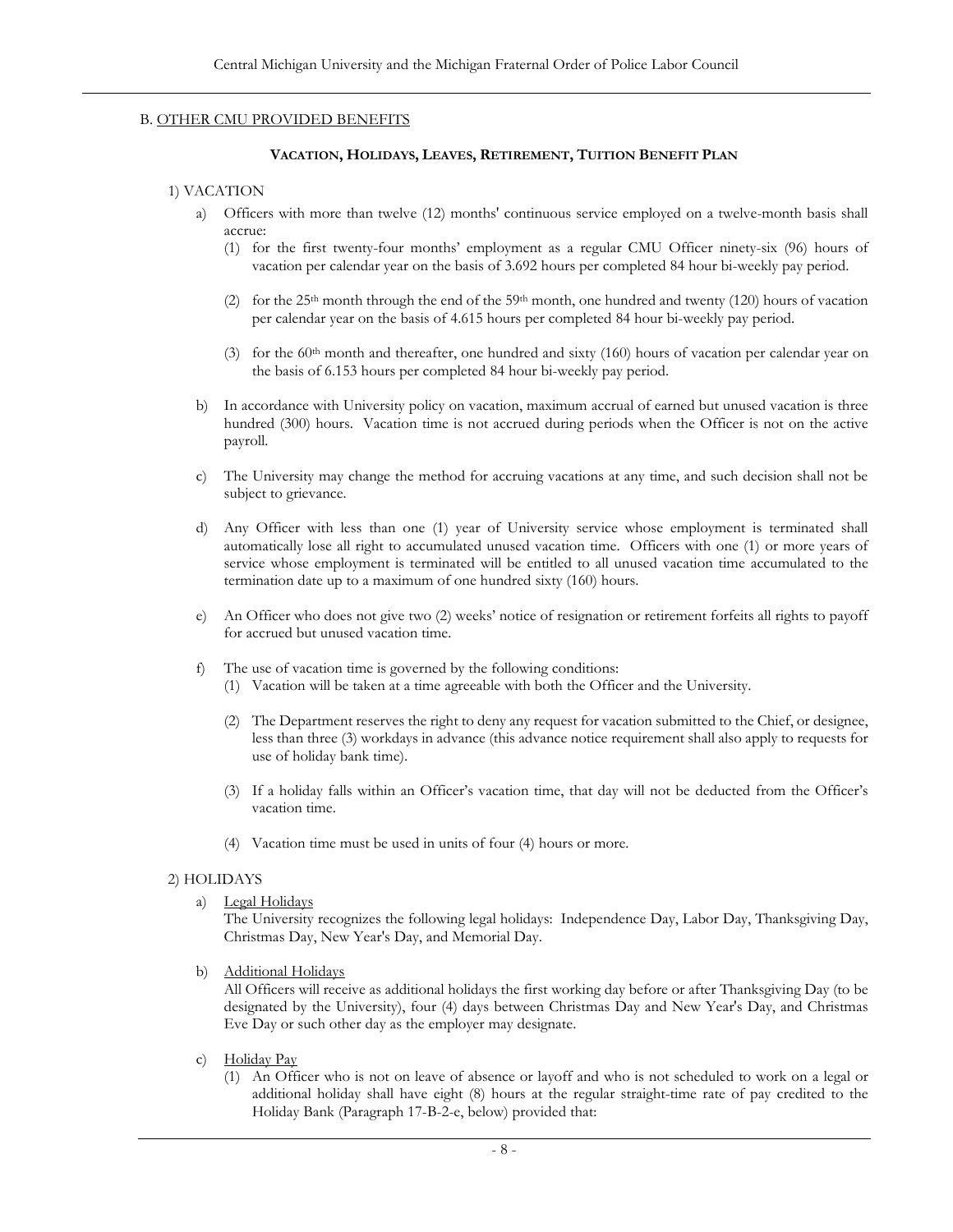## B. OTHER CMU PROVIDED BENEFITS

### VACATION, HOLIDAYS, LEAVES, RETIREMENT, TUITION BENEFIT PLAN

1) VACATION

a) Officers with more than twelve (12) months' continuous service employed on a twelve-month basis shall accrue:

(1) for the first twenty-four months' employment as a regular CMU Officer ninety-six (96) hours of vacation per calendar year on the basis of 3.692 hours per completed 84 hour bi-weekly pay period.

(2) for the 25th month through the end of the 59th month, one hundred and twenty (120) hours of vacation per calendar year on the basis of 4.615 hours per completed 84 hour bi-weekly pay period.

(3) for the 60th month and thereafter, one hundred and sixty (160) hours of vacation per calendar year on the basis of 6.153 hours per completed 84 hour bi-weekly pay period.

b) In accordance with University policy on vacation, maximum accrual of earned but unused vacation is three hundred (300) hours. Vacation time is not accrued during periods when the Officer is not on the active payroll.

c) The University may change the method for accruing vacations at any time, and such decision shall not be subject to grievance.

d) Any Officer with less than one (1) year of University service whose employment is terminated shall automatically lose all right to accumulated unused vacation time. Officers with one (1) or more years of service whose employment is terminated will be entitled to all unused vacation time accumulated to the termination date up to a maximum of one hundred sixty (160) hours.

e) An Officer who does not give two (2) weeks' notice of resignation or retirement forfeits all rights to payoff for accrued but unused vacation time.

f) The use of vacation time is governed by the following conditions:

(1) Vacation will be taken at a time agreeable with both the Officer and the University.

(2) The Department reserves the right to deny any request for vacation submitted to the Chief, or designee, less than three (3) workdays in advance (this advance notice requirement shall also apply to requests for use of holiday bank time).

(3) If a holiday falls within an Officer's vacation time, that day will not be deducted from the Officer's vacation time.

(4) Vacation time must be used in units of four (4) hours or more.

2) HOLIDAYS

a) Legal Holidays
The University recognizes the following legal holidays: Independence Day, Labor Day, Thanksgiving Day, Christmas Day, New Year's Day, and Memorial Day.

b) Additional Holidays
All Officers will receive as additional holidays the first working day before or after Thanksgiving Day (to be designated by the University), four (4) days between Christmas Day and New Year's Day, and Christmas Eve Day or such other day as the employer may designate.

c) Holiday Pay

(1) An Officer who is not on leave of absence or layoff and who is not scheduled to work on a legal or additional holiday shall have eight (8) hours at the regular straight-time rate of pay credited to the Holiday Bank (Paragraph 17-B-2-e, below) provided that: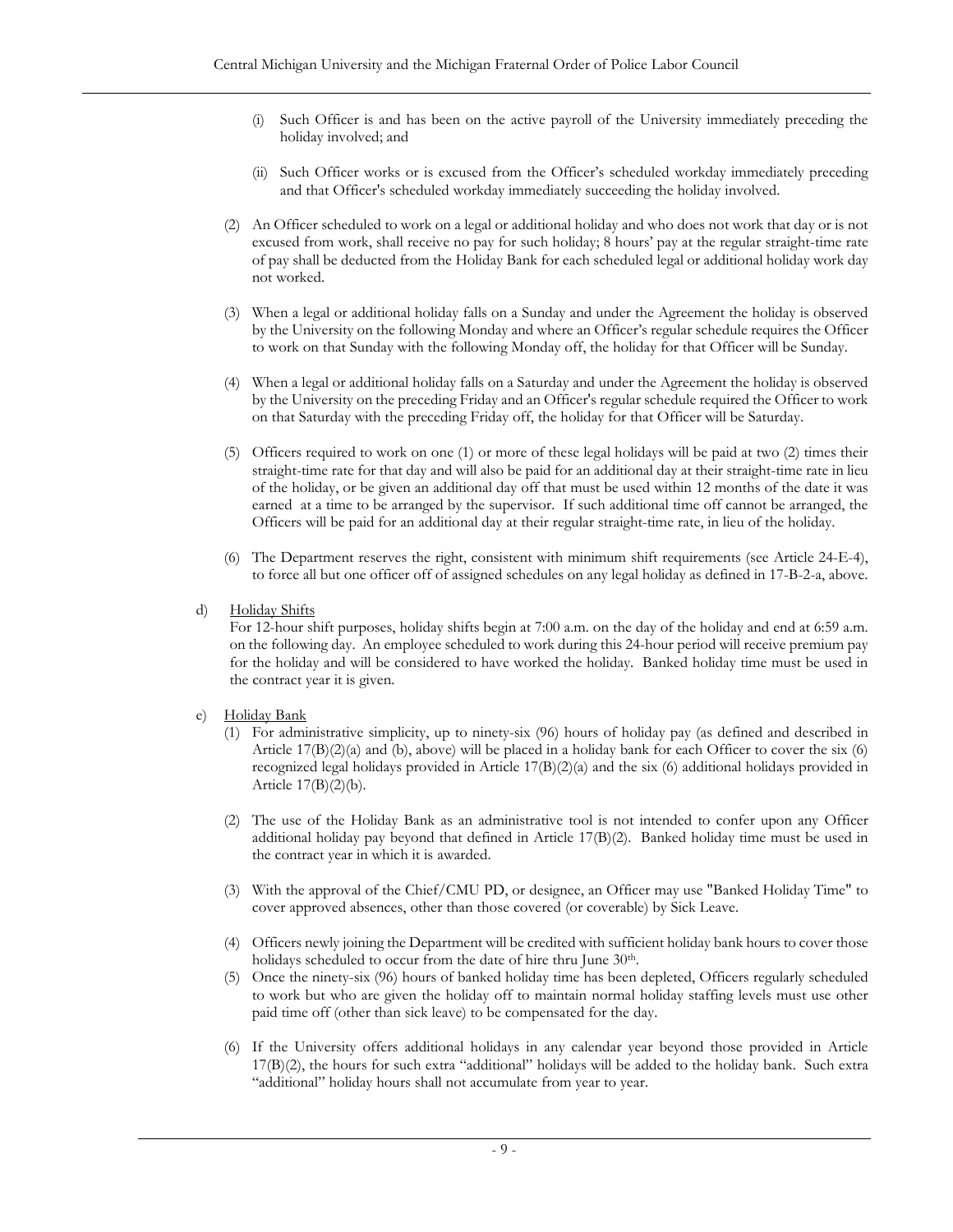(i) Such Officer is and has been on the active payroll of the University immediately preceding the holiday involved; and

(ii) Such Officer works or is excused from the Officer's scheduled workday immediately preceding and that Officer's scheduled workday immediately succeeding the holiday involved.

(2) An Officer scheduled to work on a legal or additional holiday and who does not work that day or is not excused from work, shall receive no pay for such holiday; 8 hours' pay at the regular straight-time rate of pay shall be deducted from the Holiday Bank for each scheduled legal or additional holiday work day not worked.

(3) When a legal or additional holiday falls on a Sunday and under the Agreement the holiday is observed by the University on the following Monday and where an Officer's regular schedule requires the Officer to work on that Sunday with the following Monday off, the holiday for that Officer will be Sunday.

(4) When a legal or additional holiday falls on a Saturday and under the Agreement the holiday is observed by the University on the preceding Friday and an Officer's regular schedule required the Officer to work on that Saturday with the preceding Friday off, the holiday for that Officer will be Saturday.

(5) Officers required to work on one (1) or more of these legal holidays will be paid at two (2) times their straight-time rate for that day and will also be paid for an additional day at their straight-time rate in lieu of the holiday, or be given an additional day off that must be used within 12 months of the date it was earned at a time to be arranged by the supervisor. If such additional time off cannot be arranged, the Officers will be paid for an additional day at their regular straight-time rate, in lieu of the holiday.

(6) The Department reserves the right, consistent with minimum shift requirements (see Article 24-E-4), to force all but one officer off of assigned schedules on any legal holiday as defined in 17-B-2-a, above.

d) Holiday Shifts

For 12-hour shift purposes, holiday shifts begin at 7:00 a.m. on the day of the holiday and end at 6:59 a.m. on the following day. An employee scheduled to work during this 24-hour period will receive premium pay for the holiday and will be considered to have worked the holiday. Banked holiday time must be used in the contract year it is given.

e) Holiday Bank

(1) For administrative simplicity, up to ninety-six (96) hours of holiday pay (as defined and described in Article 17(B)(2)(a) and (b), above) will be placed in a holiday bank for each Officer to cover the six (6) recognized legal holidays provided in Article 17(B)(2)(a) and the six (6) additional holidays provided in Article 17(B)(2)(b).

(2) The use of the Holiday Bank as an administrative tool is not intended to confer upon any Officer additional holiday pay beyond that defined in Article 17(B)(2). Banked holiday time must be used in the contract year in which it is awarded.

(3) With the approval of the Chief/CMU PD, or designee, an Officer may use "Banked Holiday Time" to cover approved absences, other than those covered (or coverable) by Sick Leave.

(4) Officers newly joining the Department will be credited with sufficient holiday bank hours to cover those holidays scheduled to occur from the date of hire thru June 30th.

(5) Once the ninety-six (96) hours of banked holiday time has been depleted, Officers regularly scheduled to work but who are given the holiday off to maintain normal holiday staffing levels must use other paid time off (other than sick leave) to be compensated for the day.

(6) If the University offers additional holidays in any calendar year beyond those provided in Article 17(B)(2), the hours for such extra "additional" holidays will be added to the holiday bank. Such extra "additional" holiday hours shall not accumulate from year to year.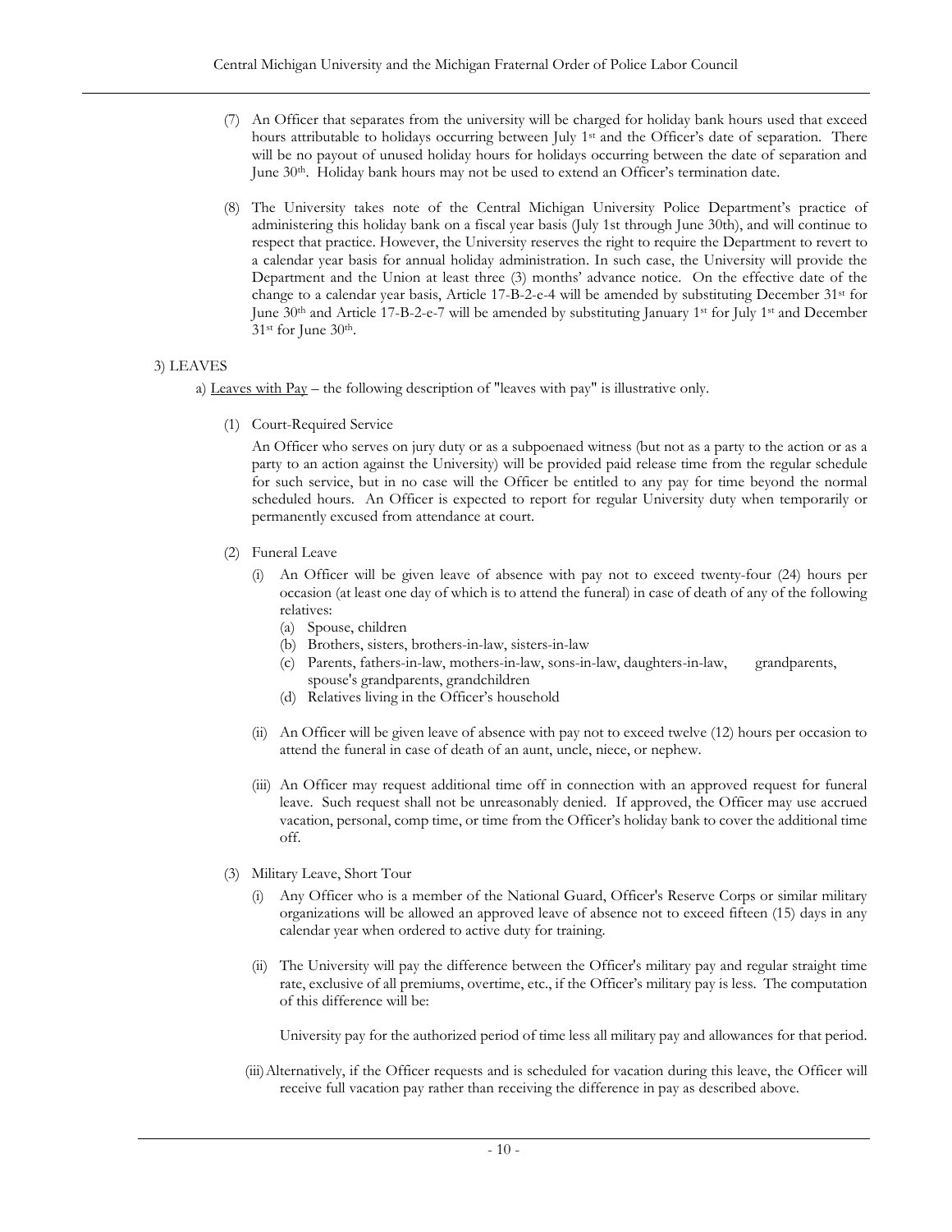(7) An Officer that separates from the university will be charged for holiday bank hours used that exceed hours attributable to holidays occurring between July 1st and the Officer's date of separation. There will be no payout of unused holiday hours for holidays occurring between the date of separation and June 30th. Holiday bank hours may not be used to extend an Officer's termination date.

(8) The University takes note of the Central Michigan University Police Department's practice of administering this holiday bank on a fiscal year basis (July 1st through June 30th), and will continue to respect that practice. However, the University reserves the right to require the Department to revert to a calendar year basis for annual holiday administration. In such case, the University will provide the Department and the Union at least three (3) months' advance notice. On the effective date of the change to a calendar year basis, Article 17-B-2-e-4 will be amended by substituting December 31st for June 30th and Article 17-B-2-e-7 will be amended by substituting January 1st for July 1st and December 31st for June 30th.

3) LEAVES

a) Leaves with Pay – the following description of "leaves with pay" is illustrative only.

(1) Court-Required Service

An Officer who serves on jury duty or as a subpoenaed witness (but not as a party to the action or as a party to an action against the University) will be provided paid release time from the regular schedule for such service, but in no case will the Officer be entitled to any pay for time beyond the normal scheduled hours. An Officer is expected to report for regular University duty when temporarily or permanently excused from attendance at court.

(2) Funeral Leave

(i) An Officer will be given leave of absence with pay not to exceed twenty-four (24) hours per occasion (at least one day of which is to attend the funeral) in case of death of any of the following relatives:
   (a) Spouse, children
   (b) Brothers, sisters, brothers-in-law, sisters-in-law
   (c) Parents, fathers-in-law, mothers-in-law, sons-in-law, daughters-in-law, grandparents, spouse's grandparents, grandchildren
   (d) Relatives living in the Officer's household

(ii) An Officer will be given leave of absence with pay not to exceed twelve (12) hours per occasion to attend the funeral in case of death of an aunt, uncle, niece, or nephew.

(iii) An Officer may request additional time off in connection with an approved request for funeral leave. Such request shall not be unreasonably denied. If approved, the Officer may use accrued vacation, personal, comp time, or time from the Officer's holiday bank to cover the additional time off.

(3) Military Leave, Short Tour

(i) Any Officer who is a member of the National Guard, Officer's Reserve Corps or similar military organizations will be allowed an approved leave of absence not to exceed fifteen (15) days in any calendar year when ordered to active duty for training.

(ii) The University will pay the difference between the Officer's military pay and regular straight time rate, exclusive of all premiums, overtime, etc., if the Officer's military pay is less. The computation of this difference will be:

University pay for the authorized period of time less all military pay and allowances for that period.

(iii) Alternatively, if the Officer requests and is scheduled for vacation during this leave, the Officer will receive full vacation pay rather than receiving the difference in pay as described above.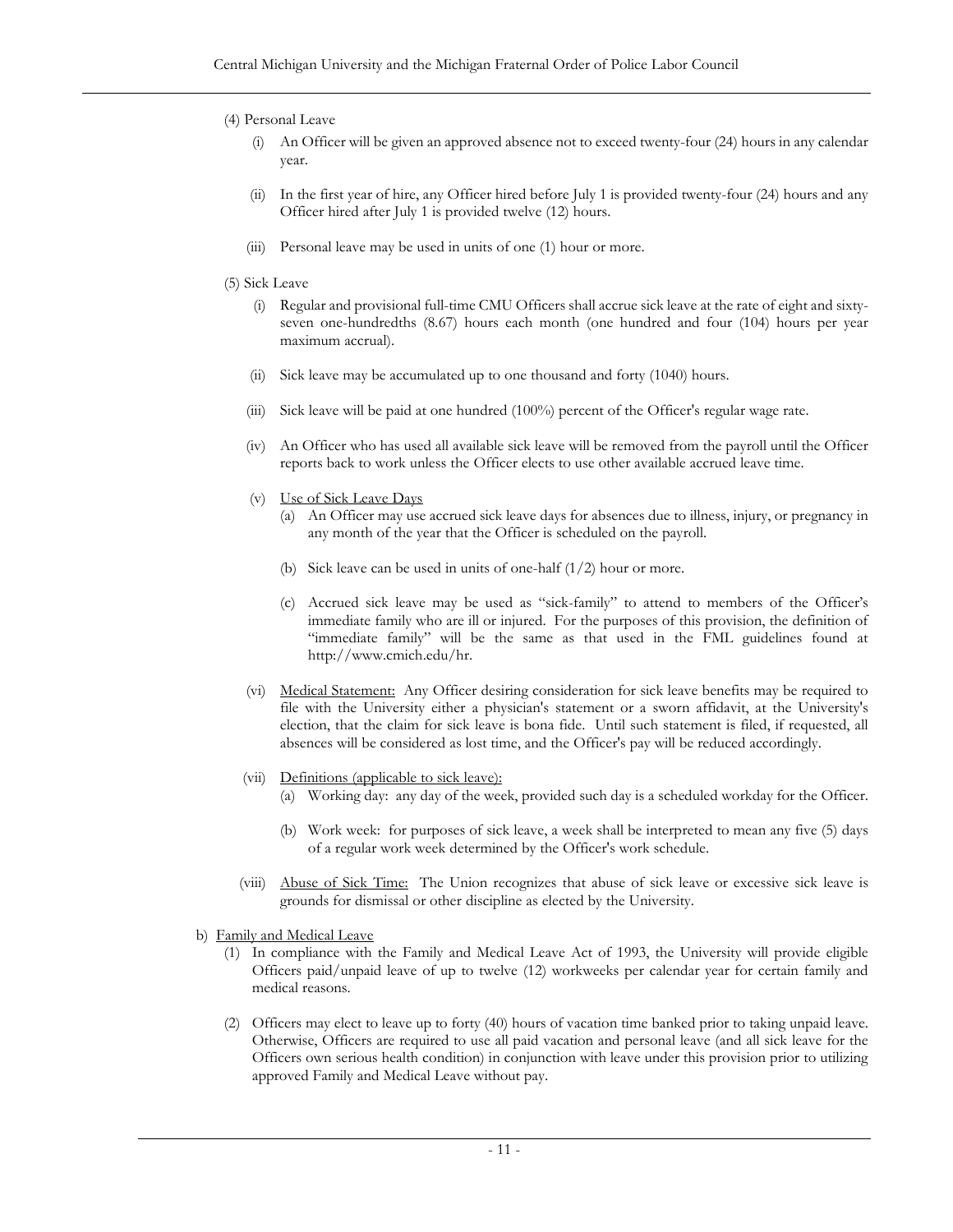(4) Personal Leave

   (i) An Officer will be given an approved absence not to exceed twenty-four (24) hours in any calendar year.

   (ii) In the first year of hire, any Officer hired before July 1 is provided twenty-four (24) hours and any Officer hired after July 1 is provided twelve (12) hours.

   (iii) Personal leave may be used in units of one (1) hour or more.

(5) Sick Leave

   (i) Regular and provisional full-time CMU Officers shall accrue sick leave at the rate of eight and sixty-seven one-hundredths (8.67) hours each month (one hundred and four (104) hours per year maximum accrual).

   (ii) Sick leave may be accumulated up to one thousand and forty (1040) hours.

   (iii) Sick leave will be paid at one hundred (100%) percent of the Officer's regular wage rate.

   (iv) An Officer who has used all available sick leave will be removed from the payroll until the Officer reports back to work unless the Officer elects to use other available accrued leave time.

   (v) Use of Sick Leave Days

      (a) An Officer may use accrued sick leave days for absences due to illness, injury, or pregnancy in any month of the year that the Officer is scheduled on the payroll.

      (b) Sick leave can be used in units of one-half (1/2) hour or more.

      (c) Accrued sick leave may be used as "sick-family" to attend to members of the Officer's immediate family who are ill or injured. For the purposes of this provision, the definition of "immediate family" will be the same as that used in the FML guidelines found at http://www.cmich.edu/hr.

   (vi) Medical Statement: Any Officer desiring consideration for sick leave benefits may be required to file with the University either a physician's statement or a sworn affidavit, at the University's election, that the claim for sick leave is bona fide. Until such statement is filed, if requested, all absences will be considered as lost time, and the Officer's pay will be reduced accordingly.

   (vii) Definitions (applicable to sick leave):

      (a) Working day: any day of the week, provided such day is a scheduled workday for the Officer.

      (b) Work week: for purposes of sick leave, a week shall be interpreted to mean any five (5) days of a regular work week determined by the Officer's work schedule.

   (viii) Abuse of Sick Time: The Union recognizes that abuse of sick leave or excessive sick leave is grounds for dismissal or other discipline as elected by the University.

b) Family and Medical Leave

   (1) In compliance with the Family and Medical Leave Act of 1993, the University will provide eligible Officers paid/unpaid leave of up to twelve (12) workweeks per calendar year for certain family and medical reasons.

   (2) Officers may elect to leave up to forty (40) hours of vacation time banked prior to taking unpaid leave. Otherwise, Officers are required to use all paid vacation and personal leave (and all sick leave for the Officers own serious health condition) in conjunction with leave under this provision prior to utilizing approved Family and Medical Leave without pay.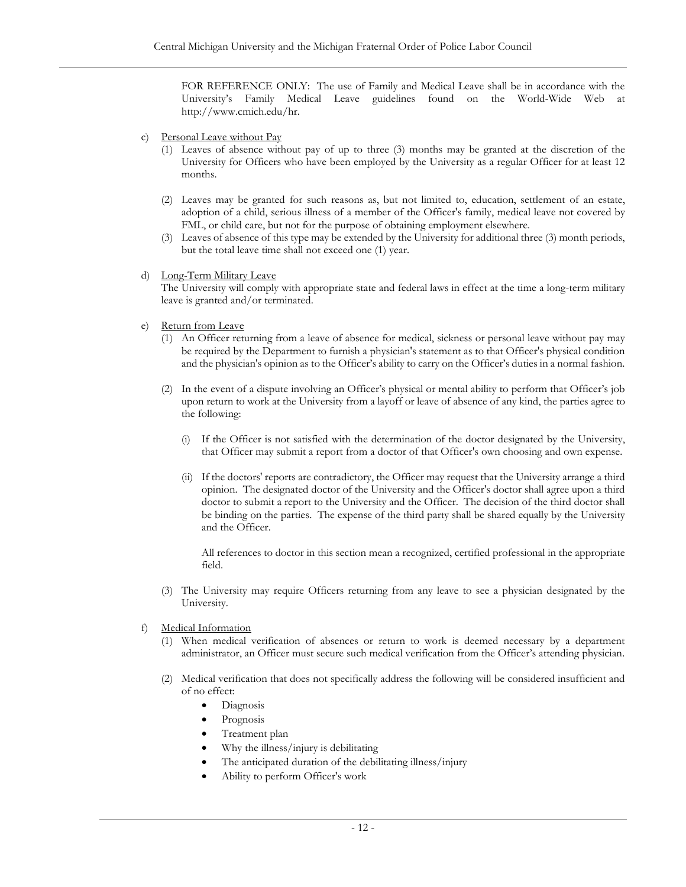FOR REFERENCE ONLY: The use of Family and Medical Leave shall be in accordance with the University's Family Medical Leave guidelines found on the World-Wide Web at http://www.cmich.edu/hr.

c) <u>Personal Leave without Pay</u>

   (1) Leaves of absence without pay of up to three (3) months may be granted at the discretion of the University for Officers who have been employed by the University as a regular Officer for at least 12 months.

   (2) Leaves may be granted for such reasons as, but not limited to, education, settlement of an estate, adoption of a child, serious illness of a member of the Officer's family, medical leave not covered by FML, or child care, but not for the purpose of obtaining employment elsewhere.

   (3) Leaves of absence of this type may be extended by the University for additional three (3) month periods, but the total leave time shall not exceed one (1) year.

d) <u>Long-Term Military Leave</u>

   The University will comply with appropriate state and federal laws in effect at the time a long-term military leave is granted and/or terminated.

e) <u>Return from Leave</u>

   (1) An Officer returning from a leave of absence for medical, sickness or personal leave without pay may be required by the Department to furnish a physician's statement as to that Officer's physical condition and the physician's opinion as to the Officer's ability to carry on the Officer's duties in a normal fashion.

   (2) In the event of a dispute involving an Officer's physical or mental ability to perform that Officer's job upon return to work at the University from a layoff or leave of absence of any kind, the parties agree to the following:

      (i) If the Officer is not satisfied with the determination of the doctor designated by the University, that Officer may submit a report from a doctor of that Officer's own choosing and own expense.

      (ii) If the doctors' reports are contradictory, the Officer may request that the University arrange a third opinion. The designated doctor of the University and the Officer's doctor shall agree upon a third doctor to submit a report to the University and the Officer. The decision of the third doctor shall be binding on the parties. The expense of the third party shall be shared equally by the University and the Officer.

      All references to doctor in this section mean a recognized, certified professional in the appropriate field.

   (3) The University may require Officers returning from any leave to see a physician designated by the University.

f) <u>Medical Information</u>

   (1) When medical verification of absences or return to work is deemed necessary by a department administrator, an Officer must secure such medical verification from the Officer's attending physician.

   (2) Medical verification that does not specifically address the following will be considered insufficient and of no effect:

      - Diagnosis
      - Prognosis
      - Treatment plan
      - Why the illness/injury is debilitating
      - The anticipated duration of the debilitating illness/injury
      - Ability to perform Officer's work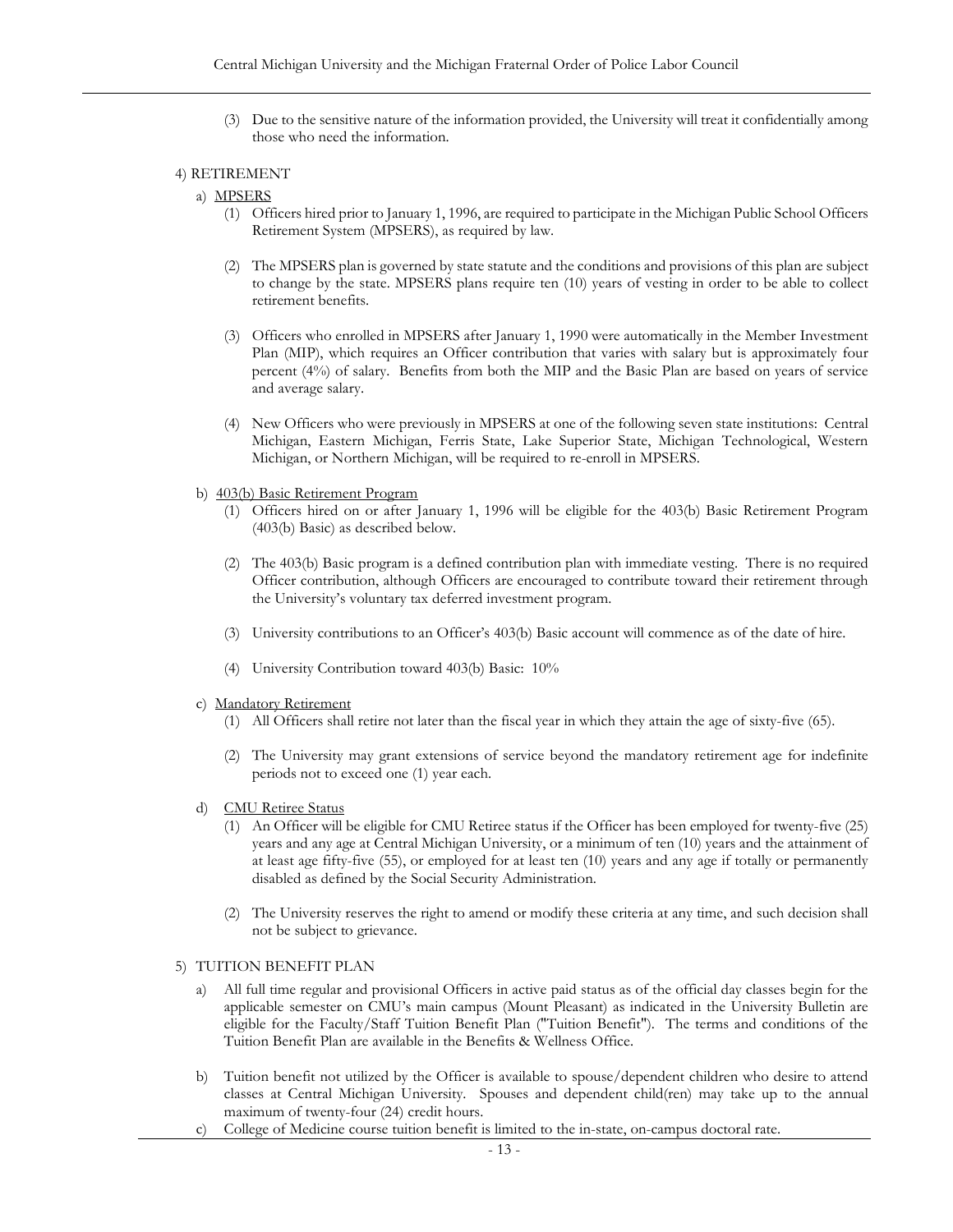(3) Due to the sensitive nature of the information provided, the University will treat it confidentially among those who need the information.

4) RETIREMENT

a) MPSERS

(1) Officers hired prior to January 1, 1996, are required to participate in the Michigan Public School Officers Retirement System (MPSERS), as required by law.

(2) The MPSERS plan is governed by state statute and the conditions and provisions of this plan are subject to change by the state. MPSERS plans require ten (10) years of vesting in order to be able to collect retirement benefits.

(3) Officers who enrolled in MPSERS after January 1, 1990 were automatically in the Member Investment Plan (MIP), which requires an Officer contribution that varies with salary but is approximately four percent (4%) of salary. Benefits from both the MIP and the Basic Plan are based on years of service and average salary.

(4) New Officers who were previously in MPSERS at one of the following seven state institutions: Central Michigan, Eastern Michigan, Ferris State, Lake Superior State, Michigan Technological, Western Michigan, or Northern Michigan, will be required to re-enroll in MPSERS.

b) 403(b) Basic Retirement Program

(1) Officers hired on or after January 1, 1996 will be eligible for the 403(b) Basic Retirement Program (403(b) Basic) as described below.

(2) The 403(b) Basic program is a defined contribution plan with immediate vesting. There is no required Officer contribution, although Officers are encouraged to contribute toward their retirement through the University's voluntary tax deferred investment program.

(3) University contributions to an Officer's 403(b) Basic account will commence as of the date of hire.

(4) University Contribution toward 403(b) Basic: 10%

c) Mandatory Retirement

(1) All Officers shall retire not later than the fiscal year in which they attain the age of sixty-five (65).

(2) The University may grant extensions of service beyond the mandatory retirement age for indefinite periods not to exceed one (1) year each.

d) CMU Retiree Status

(1) An Officer will be eligible for CMU Retiree status if the Officer has been employed for twenty-five (25) years and any age at Central Michigan University, or a minimum of ten (10) years and the attainment of at least age fifty-five (55), or employed for at least ten (10) years and any age if totally or permanently disabled as defined by the Social Security Administration.

(2) The University reserves the right to amend or modify these criteria at any time, and such decision shall not be subject to grievance.

5) TUITION BENEFIT PLAN

a) All full time regular and provisional Officers in active paid status as of the official day classes begin for the applicable semester on CMU's main campus (Mount Pleasant) as indicated in the University Bulletin are eligible for the Faculty/Staff Tuition Benefit Plan ("Tuition Benefit"). The terms and conditions of the Tuition Benefit Plan are available in the Benefits & Wellness Office.

b) Tuition benefit not utilized by the Officer is available to spouse/dependent children who desire to attend classes at Central Michigan University. Spouses and dependent child(ren) may take up to the annual maximum of twenty-four (24) credit hours.

c) College of Medicine course tuition benefit is limited to the in-state, on-campus doctoral rate.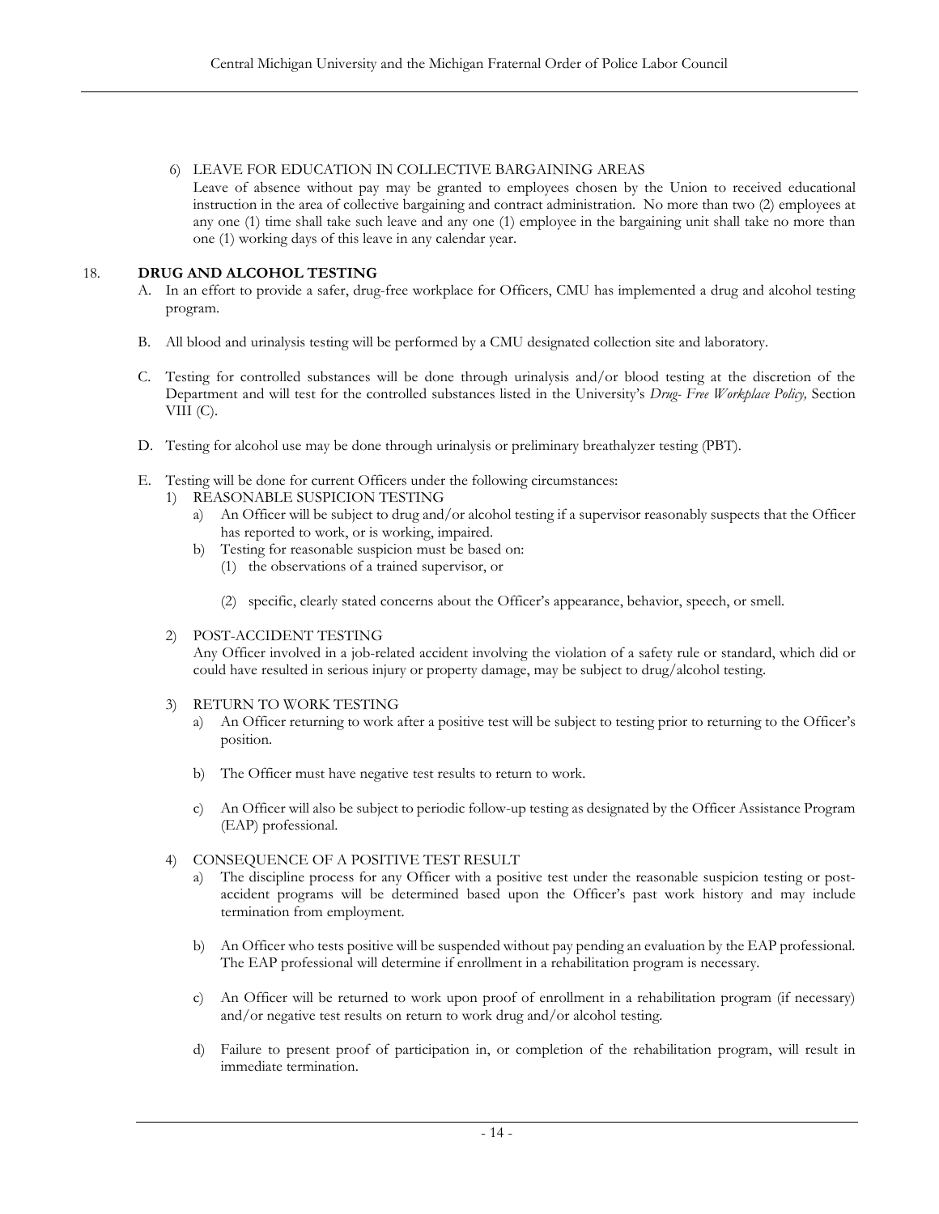6) LEAVE FOR EDUCATION IN COLLECTIVE BARGAINING AREAS
   Leave of absence without pay may be granted to employees chosen by the Union to received educational instruction in the area of collective bargaining and contract administration. No more than two (2) employees at any one (1) time shall take such leave and any one (1) employee in the bargaining unit shall take no more than one (1) working days of this leave in any calendar year.

## 18. DRUG AND ALCOHOL TESTING

A. In an effort to provide a safer, drug-free workplace for Officers, CMU has implemented a drug and alcohol testing program.

B. All blood and urinalysis testing will be performed by a CMU designated collection site and laboratory.

C. Testing for controlled substances will be done through urinalysis and/or blood testing at the discretion of the Department and will test for the controlled substances listed in the University's *Drug- Free Workplace Policy,* Section VIII (C).

D. Testing for alcohol use may be done through urinalysis or preliminary breathalyzer testing (PBT).

E. Testing will be done for current Officers under the following circumstances:

1) REASONABLE SUSPICION TESTING
   a) An Officer will be subject to drug and/or alcohol testing if a supervisor reasonably suspects that the Officer has reported to work, or is working, impaired.
   b) Testing for reasonable suspicion must be based on:
      (1) the observations of a trained supervisor, or

      (2) specific, clearly stated concerns about the Officer's appearance, behavior, speech, or smell.

2) POST-ACCIDENT TESTING
   Any Officer involved in a job-related accident involving the violation of a safety rule or standard, which did or could have resulted in serious injury or property damage, may be subject to drug/alcohol testing.

3) RETURN TO WORK TESTING
   a) An Officer returning to work after a positive test will be subject to testing prior to returning to the Officer's position.

   b) The Officer must have negative test results to return to work.

   c) An Officer will also be subject to periodic follow-up testing as designated by the Officer Assistance Program (EAP) professional.

4) CONSEQUENCE OF A POSITIVE TEST RESULT
   a) The discipline process for any Officer with a positive test under the reasonable suspicion testing or post-accident programs will be determined based upon the Officer's past work history and may include termination from employment.

   b) An Officer who tests positive will be suspended without pay pending an evaluation by the EAP professional. The EAP professional will determine if enrollment in a rehabilitation program is necessary.

   c) An Officer will be returned to work upon proof of enrollment in a rehabilitation program (if necessary) and/or negative test results on return to work drug and/or alcohol testing.

   d) Failure to present proof of participation in, or completion of the rehabilitation program, will result in immediate termination.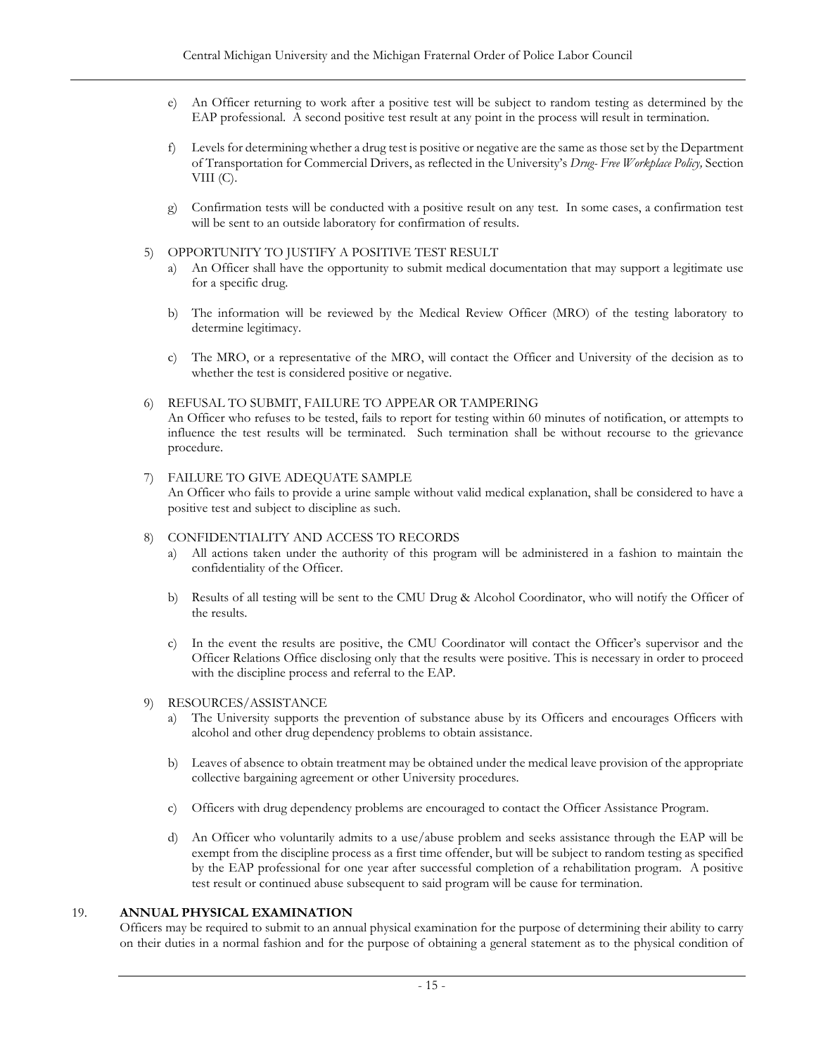e) An Officer returning to work after a positive test will be subject to random testing as determined by the EAP professional. A second positive test result at any point in the process will result in termination.

f) Levels for determining whether a drug test is positive or negative are the same as those set by the Department of Transportation for Commercial Drivers, as reflected in the University's *Drug- Free Workplace Policy,* Section VIII (C).

g) Confirmation tests will be conducted with a positive result on any test. In some cases, a confirmation test will be sent to an outside laboratory for confirmation of results.

5) OPPORTUNITY TO JUSTIFY A POSITIVE TEST RESULT

a) An Officer shall have the opportunity to submit medical documentation that may support a legitimate use for a specific drug.

b) The information will be reviewed by the Medical Review Officer (MRO) of the testing laboratory to determine legitimacy.

c) The MRO, or a representative of the MRO, will contact the Officer and University of the decision as to whether the test is considered positive or negative.

6) REFUSAL TO SUBMIT, FAILURE TO APPEAR OR TAMPERING

An Officer who refuses to be tested, fails to report for testing within 60 minutes of notification, or attempts to influence the test results will be terminated. Such termination shall be without recourse to the grievance procedure.

7) FAILURE TO GIVE ADEQUATE SAMPLE

An Officer who fails to provide a urine sample without valid medical explanation, shall be considered to have a positive test and subject to discipline as such.

8) CONFIDENTIALITY AND ACCESS TO RECORDS

a) All actions taken under the authority of this program will be administered in a fashion to maintain the confidentiality of the Officer.

b) Results of all testing will be sent to the CMU Drug & Alcohol Coordinator, who will notify the Officer of the results.

c) In the event the results are positive, the CMU Coordinator will contact the Officer's supervisor and the Officer Relations Office disclosing only that the results were positive. This is necessary in order to proceed with the discipline process and referral to the EAP.

9) RESOURCES/ASSISTANCE

a) The University supports the prevention of substance abuse by its Officers and encourages Officers with alcohol and other drug dependency problems to obtain assistance.

b) Leaves of absence to obtain treatment may be obtained under the medical leave provision of the appropriate collective bargaining agreement or other University procedures.

c) Officers with drug dependency problems are encouraged to contact the Officer Assistance Program.

d) An Officer who voluntarily admits to a use/abuse problem and seeks assistance through the EAP will be exempt from the discipline process as a first time offender, but will be subject to random testing as specified by the EAP professional for one year after successful completion of a rehabilitation program. A positive test result or continued abuse subsequent to said program will be cause for termination.

## 19. ANNUAL PHYSICAL EXAMINATION

Officers may be required to submit to an annual physical examination for the purpose of determining their ability to carry on their duties in a normal fashion and for the purpose of obtaining a general statement as to the physical condition of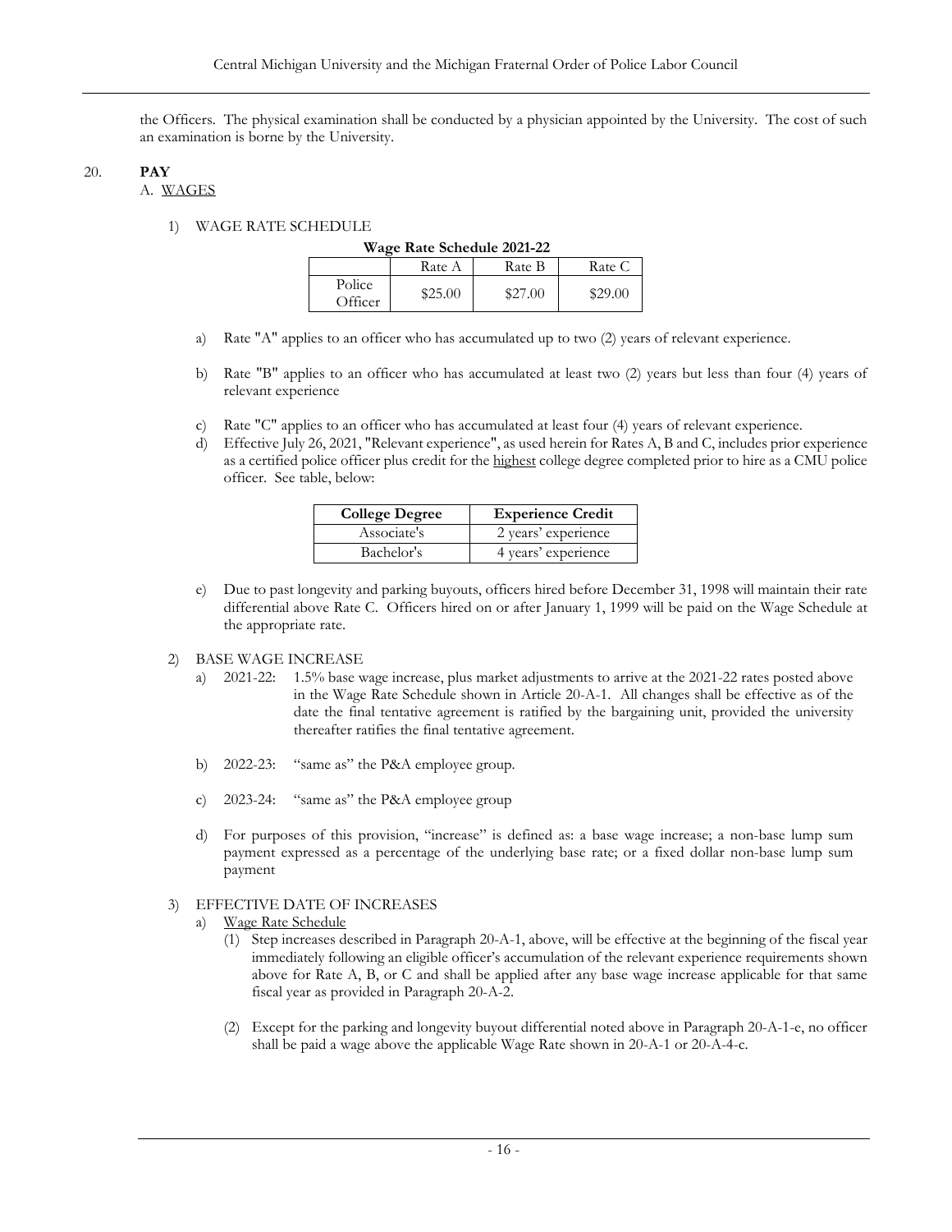the Officers. The physical examination shall be conducted by a physician appointed by the University. The cost of such an examination is borne by the University.

## 20. PAY

### A. WAGES

1) WAGE RATE SCHEDULE

**Wage Rate Schedule 2021-22**

| | Rate A | Rate B | Rate C |
|---|---|---|---|
| Police Officer | $25.00 | $27.00 | $29.00 |

a) Rate "A" applies to an officer who has accumulated up to two (2) years of relevant experience.

b) Rate "B" applies to an officer who has accumulated at least two (2) years but less than four (4) years of relevant experience

c) Rate "C" applies to an officer who has accumulated at least four (4) years of relevant experience.

d) Effective July 26, 2021, "Relevant experience", as used herein for Rates A, B and C, includes prior experience as a certified police officer plus credit for the highest college degree completed prior to hire as a CMU police officer. See table, below:

| College Degree | Experience Credit |
|---|---|
| Associate's | 2 years' experience |
| Bachelor's | 4 years' experience |

e) Due to past longevity and parking buyouts, officers hired before December 31, 1998 will maintain their rate differential above Rate C. Officers hired on or after January 1, 1999 will be paid on the Wage Schedule at the appropriate rate.

2) BASE WAGE INCREASE

a) 2021-22: 1.5% base wage increase, plus market adjustments to arrive at the 2021-22 rates posted above in the Wage Rate Schedule shown in Article 20-A-1. All changes shall be effective as of the date the final tentative agreement is ratified by the bargaining unit, provided the university thereafter ratifies the final tentative agreement.

b) 2022-23: "same as" the P&A employee group.

c) 2023-24: "same as" the P&A employee group

d) For purposes of this provision, "increase" is defined as: a base wage increase; a non-base lump sum payment expressed as a percentage of the underlying base rate; or a fixed dollar non-base lump sum payment

3) EFFECTIVE DATE OF INCREASES

a) Wage Rate Schedule

(1) Step increases described in Paragraph 20-A-1, above, will be effective at the beginning of the fiscal year immediately following an eligible officer's accumulation of the relevant experience requirements shown above for Rate A, B, or C and shall be applied after any base wage increase applicable for that same fiscal year as provided in Paragraph 20-A-2.

(2) Except for the parking and longevity buyout differential noted above in Paragraph 20-A-1-e, no officer shall be paid a wage above the applicable Wage Rate shown in 20-A-1 or 20-A-4-c.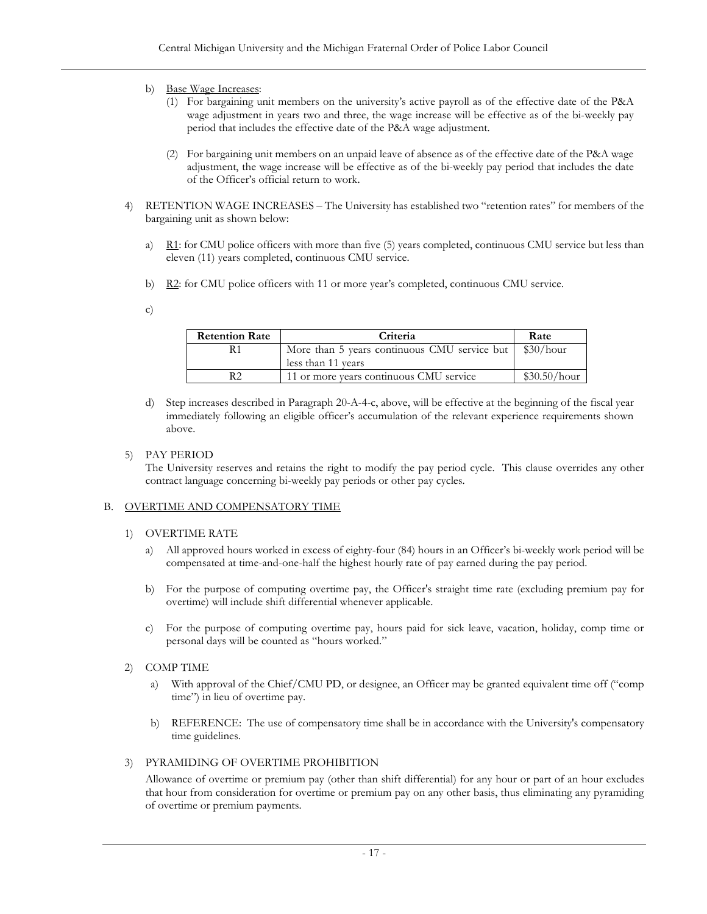b) Base Wage Increases:

(1) For bargaining unit members on the university's active payroll as of the effective date of the P&A wage adjustment in years two and three, the wage increase will be effective as of the bi-weekly pay period that includes the effective date of the P&A wage adjustment.

(2) For bargaining unit members on an unpaid leave of absence as of the effective date of the P&A wage adjustment, the wage increase will be effective as of the bi-weekly pay period that includes the date of the Officer's official return to work.

4) RETENTION WAGE INCREASES – The University has established two "retention rates" for members of the bargaining unit as shown below:

a) R1: for CMU police officers with more than five (5) years completed, continuous CMU service but less than eleven (11) years completed, continuous CMU service.

b) R2: for CMU police officers with 11 or more year's completed, continuous CMU service.

c)

| Retention Rate | Criteria | Rate |
|---|---|---|
| R1 | More than 5 years continuous CMU service but less than 11 years | $30/hour |
| R2 | 11 or more years continuous CMU service | $30.50/hour |

d) Step increases described in Paragraph 20-A-4-c, above, will be effective at the beginning of the fiscal year immediately following an eligible officer's accumulation of the relevant experience requirements shown above.

5) PAY PERIOD

The University reserves and retains the right to modify the pay period cycle. This clause overrides any other contract language concerning bi-weekly pay periods or other pay cycles.

B. OVERTIME AND COMPENSATORY TIME

1) OVERTIME RATE

a) All approved hours worked in excess of eighty-four (84) hours in an Officer's bi-weekly work period will be compensated at time-and-one-half the highest hourly rate of pay earned during the pay period.

b) For the purpose of computing overtime pay, the Officer's straight time rate (excluding premium pay for overtime) will include shift differential whenever applicable.

c) For the purpose of computing overtime pay, hours paid for sick leave, vacation, holiday, comp time or personal days will be counted as "hours worked."

2) COMP TIME

a) With approval of the Chief/CMU PD, or designee, an Officer may be granted equivalent time off ("comp time") in lieu of overtime pay.

b) REFERENCE: The use of compensatory time shall be in accordance with the University's compensatory time guidelines.

3) PYRAMIDING OF OVERTIME PROHIBITION

Allowance of overtime or premium pay (other than shift differential) for any hour or part of an hour excludes that hour from consideration for overtime or premium pay on any other basis, thus eliminating any pyramiding of overtime or premium payments.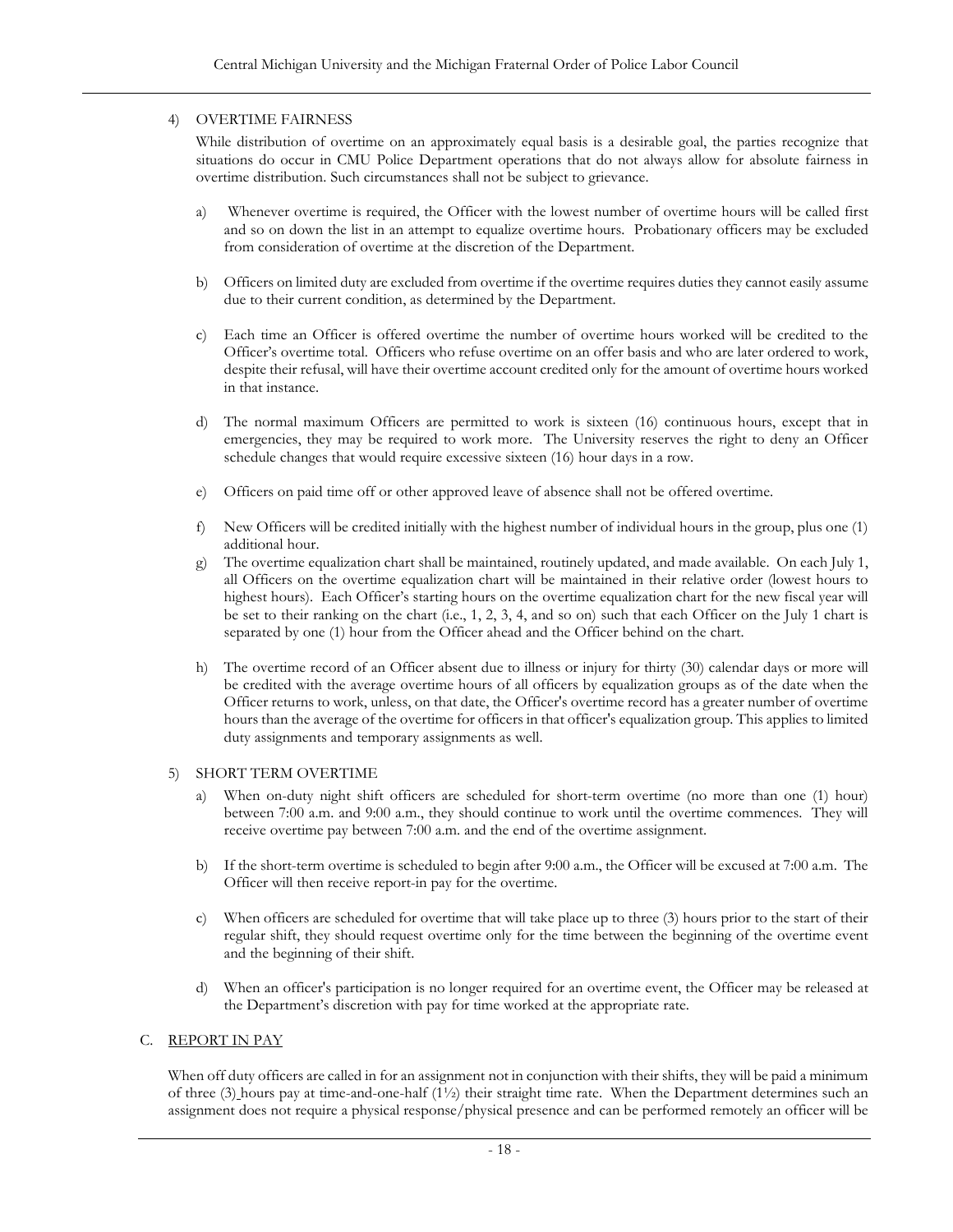4) OVERTIME FAIRNESS

While distribution of overtime on an approximately equal basis is a desirable goal, the parties recognize that situations do occur in CMU Police Department operations that do not always allow for absolute fairness in overtime distribution. Such circumstances shall not be subject to grievance.

a) Whenever overtime is required, the Officer with the lowest number of overtime hours will be called first and so on down the list in an attempt to equalize overtime hours. Probationary officers may be excluded from consideration of overtime at the discretion of the Department.

b) Officers on limited duty are excluded from overtime if the overtime requires duties they cannot easily assume due to their current condition, as determined by the Department.

c) Each time an Officer is offered overtime the number of overtime hours worked will be credited to the Officer's overtime total. Officers who refuse overtime on an offer basis and who are later ordered to work, despite their refusal, will have their overtime account credited only for the amount of overtime hours worked in that instance.

d) The normal maximum Officers are permitted to work is sixteen (16) continuous hours, except that in emergencies, they may be required to work more. The University reserves the right to deny an Officer schedule changes that would require excessive sixteen (16) hour days in a row.

e) Officers on paid time off or other approved leave of absence shall not be offered overtime.

f) New Officers will be credited initially with the highest number of individual hours in the group, plus one (1) additional hour.

g) The overtime equalization chart shall be maintained, routinely updated, and made available. On each July 1, all Officers on the overtime equalization chart will be maintained in their relative order (lowest hours to highest hours). Each Officer's starting hours on the overtime equalization chart for the new fiscal year will be set to their ranking on the chart (i.e., 1, 2, 3, 4, and so on) such that each Officer on the July 1 chart is separated by one (1) hour from the Officer ahead and the Officer behind on the chart.

h) The overtime record of an Officer absent due to illness or injury for thirty (30) calendar days or more will be credited with the average overtime hours of all officers by equalization groups as of the date when the Officer returns to work, unless, on that date, the Officer's overtime record has a greater number of overtime hours than the average of the overtime for officers in that officer's equalization group. This applies to limited duty assignments and temporary assignments as well.

5) SHORT TERM OVERTIME

a) When on-duty night shift officers are scheduled for short-term overtime (no more than one (1) hour) between 7:00 a.m. and 9:00 a.m., they should continue to work until the overtime commences. They will receive overtime pay between 7:00 a.m. and the end of the overtime assignment.

b) If the short-term overtime is scheduled to begin after 9:00 a.m., the Officer will be excused at 7:00 a.m. The Officer will then receive report-in pay for the overtime.

c) When officers are scheduled for overtime that will take place up to three (3) hours prior to the start of their regular shift, they should request overtime only for the time between the beginning of the overtime event and the beginning of their shift.

d) When an officer's participation is no longer required for an overtime event, the Officer may be released at the Department's discretion with pay for time worked at the appropriate rate.

C. REPORT IN PAY

When off duty officers are called in for an assignment not in conjunction with their shifts, they will be paid a minimum of three (3) hours pay at time-and-one-half (1½) their straight time rate. When the Department determines such an assignment does not require a physical response/physical presence and can be performed remotely an officer will be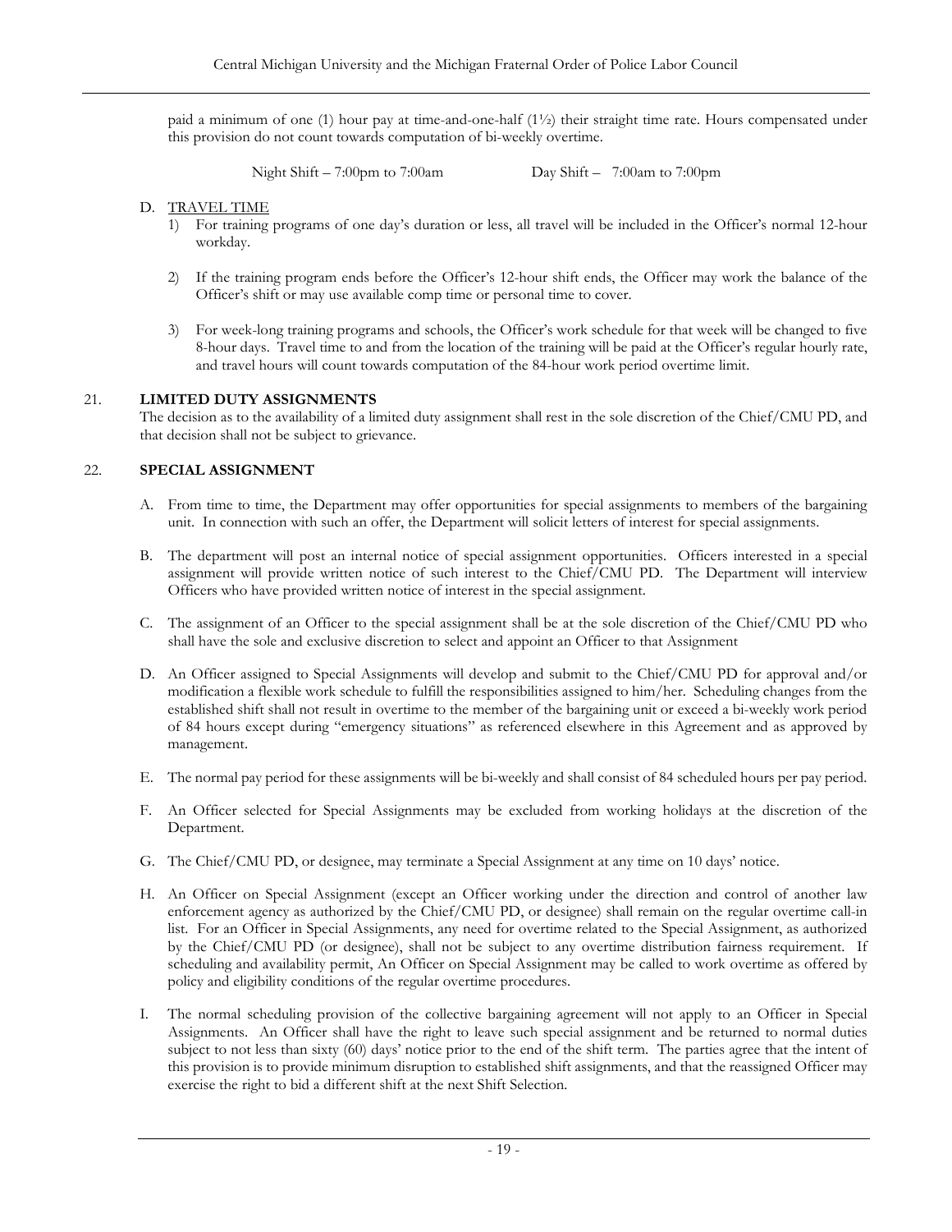paid a minimum of one (1) hour pay at time-and-one-half (1½) their straight time rate. Hours compensated under this provision do not count towards computation of bi-weekly overtime.

Night Shift – 7:00pm to 7:00am Day Shift – 7:00am to 7:00pm

D. TRAVEL TIME

1) For training programs of one day's duration or less, all travel will be included in the Officer's normal 12-hour workday.

2) If the training program ends before the Officer's 12-hour shift ends, the Officer may work the balance of the Officer's shift or may use available comp time or personal time to cover.

3) For week-long training programs and schools, the Officer's work schedule for that week will be changed to five 8-hour days. Travel time to and from the location of the training will be paid at the Officer's regular hourly rate, and travel hours will count towards computation of the 84-hour work period overtime limit.

## 21. LIMITED DUTY ASSIGNMENTS

The decision as to the availability of a limited duty assignment shall rest in the sole discretion of the Chief/CMU PD, and that decision shall not be subject to grievance.

## 22. SPECIAL ASSIGNMENT

A. From time to time, the Department may offer opportunities for special assignments to members of the bargaining unit. In connection with such an offer, the Department will solicit letters of interest for special assignments.

B. The department will post an internal notice of special assignment opportunities. Officers interested in a special assignment will provide written notice of such interest to the Chief/CMU PD. The Department will interview Officers who have provided written notice of interest in the special assignment.

C. The assignment of an Officer to the special assignment shall be at the sole discretion of the Chief/CMU PD who shall have the sole and exclusive discretion to select and appoint an Officer to that Assignment

D. An Officer assigned to Special Assignments will develop and submit to the Chief/CMU PD for approval and/or modification a flexible work schedule to fulfill the responsibilities assigned to him/her. Scheduling changes from the established shift shall not result in overtime to the member of the bargaining unit or exceed a bi-weekly work period of 84 hours except during "emergency situations" as referenced elsewhere in this Agreement and as approved by management.

E. The normal pay period for these assignments will be bi-weekly and shall consist of 84 scheduled hours per pay period.

F. An Officer selected for Special Assignments may be excluded from working holidays at the discretion of the Department.

G. The Chief/CMU PD, or designee, may terminate a Special Assignment at any time on 10 days' notice.

H. An Officer on Special Assignment (except an Officer working under the direction and control of another law enforcement agency as authorized by the Chief/CMU PD, or designee) shall remain on the regular overtime call-in list. For an Officer in Special Assignments, any need for overtime related to the Special Assignment, as authorized by the Chief/CMU PD (or designee), shall not be subject to any overtime distribution fairness requirement. If scheduling and availability permit, An Officer on Special Assignment may be called to work overtime as offered by policy and eligibility conditions of the regular overtime procedures.

I. The normal scheduling provision of the collective bargaining agreement will not apply to an Officer in Special Assignments. An Officer shall have the right to leave such special assignment and be returned to normal duties subject to not less than sixty (60) days' notice prior to the end of the shift term. The parties agree that the intent of this provision is to provide minimum disruption to established shift assignments, and that the reassigned Officer may exercise the right to bid a different shift at the next Shift Selection.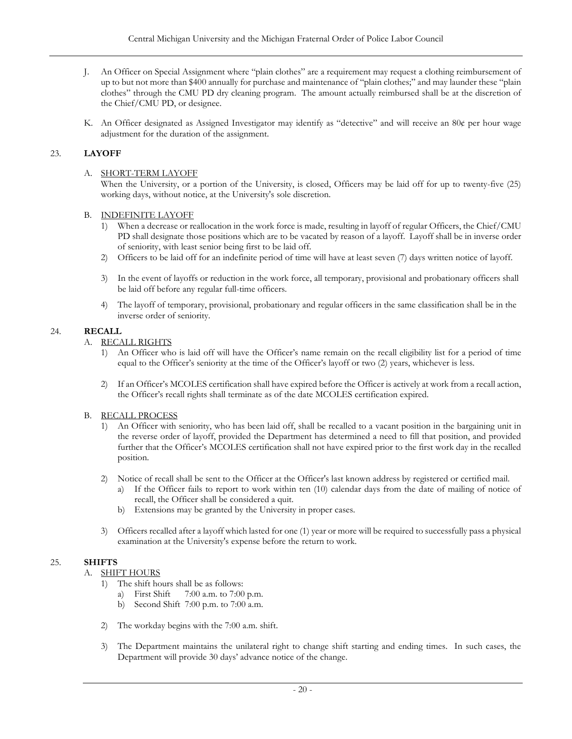J. An Officer on Special Assignment where "plain clothes" are a requirement may request a clothing reimbursement of up to but not more than $400 annually for purchase and maintenance of "plain clothes;" and may launder these "plain clothes" through the CMU PD dry cleaning program. The amount actually reimbursed shall be at the discretion of the Chief/CMU PD, or designee.

K. An Officer designated as Assigned Investigator may identify as "detective" and will receive an 80¢ per hour wage adjustment for the duration of the assignment.

## 23. LAYOFF

A. SHORT-TERM LAYOFF

When the University, or a portion of the University, is closed, Officers may be laid off for up to twenty-five (25) working days, without notice, at the University's sole discretion.

B. INDEFINITE LAYOFF

1) When a decrease or reallocation in the work force is made, resulting in layoff of regular Officers, the Chief/CMU PD shall designate those positions which are to be vacated by reason of a layoff. Layoff shall be in inverse order of seniority, with least senior being first to be laid off.

2) Officers to be laid off for an indefinite period of time will have at least seven (7) days written notice of layoff.

3) In the event of layoffs or reduction in the work force, all temporary, provisional and probationary officers shall be laid off before any regular full-time officers.

4) The layoff of temporary, provisional, probationary and regular officers in the same classification shall be in the inverse order of seniority.

## 24. RECALL

A. RECALL RIGHTS

1) An Officer who is laid off will have the Officer's name remain on the recall eligibility list for a period of time equal to the Officer's seniority at the time of the Officer's layoff or two (2) years, whichever is less.

2) If an Officer's MCOLES certification shall have expired before the Officer is actively at work from a recall action, the Officer's recall rights shall terminate as of the date MCOLES certification expired.

B. RECALL PROCESS

1) An Officer with seniority, who has been laid off, shall be recalled to a vacant position in the bargaining unit in the reverse order of layoff, provided the Department has determined a need to fill that position, and provided further that the Officer's MCOLES certification shall not have expired prior to the first work day in the recalled position.

2) Notice of recall shall be sent to the Officer at the Officer's last known address by registered or certified mail.
   a) If the Officer fails to report to work within ten (10) calendar days from the date of mailing of notice of recall, the Officer shall be considered a quit.
   b) Extensions may be granted by the University in proper cases.

3) Officers recalled after a layoff which lasted for one (1) year or more will be required to successfully pass a physical examination at the University's expense before the return to work.

## 25. SHIFTS

A. SHIFT HOURS

1) The shift hours shall be as follows:
   a) First Shift 7:00 a.m. to 7:00 p.m.
   b) Second Shift 7:00 p.m. to 7:00 a.m.

2) The workday begins with the 7:00 a.m. shift.

3) The Department maintains the unilateral right to change shift starting and ending times. In such cases, the Department will provide 30 days' advance notice of the change.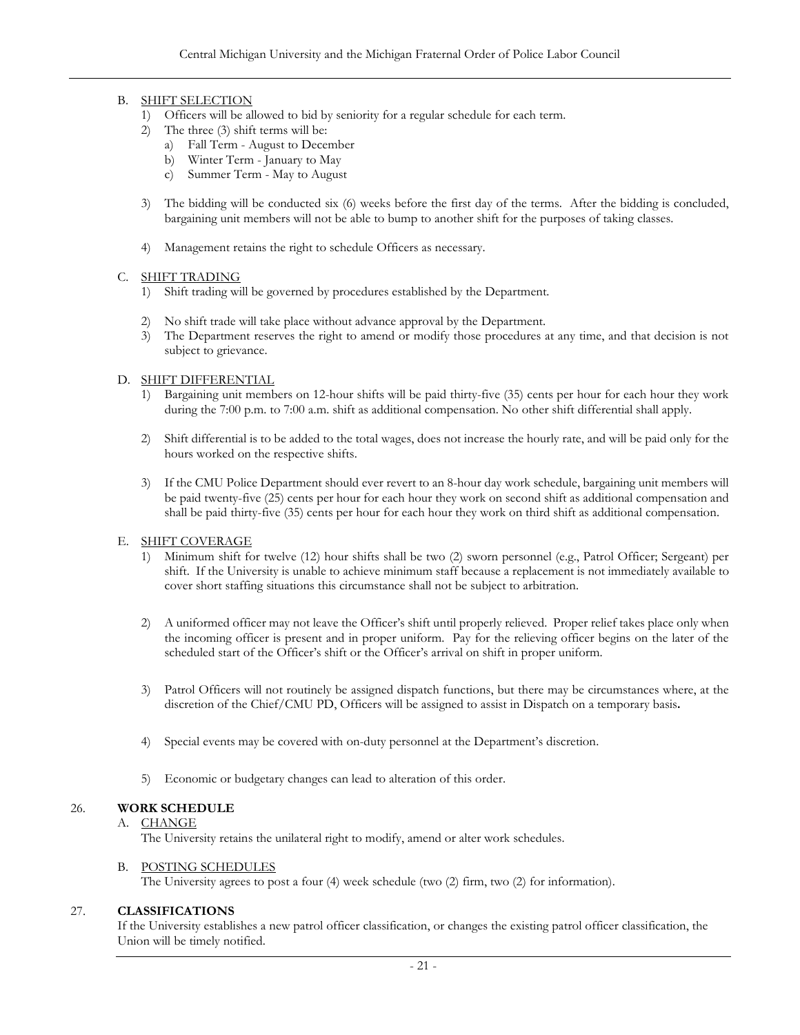B. SHIFT SELECTION
   1) Officers will be allowed to bid by seniority for a regular schedule for each term.
   2) The three (3) shift terms will be:
      a) Fall Term - August to December
      b) Winter Term - January to May
      c) Summer Term - May to August

   3) The bidding will be conducted six (6) weeks before the first day of the terms. After the bidding is concluded, bargaining unit members will not be able to bump to another shift for the purposes of taking classes.

   4) Management retains the right to schedule Officers as necessary.

C. SHIFT TRADING
   1) Shift trading will be governed by procedures established by the Department.

   2) No shift trade will take place without advance approval by the Department.
   3) The Department reserves the right to amend or modify those procedures at any time, and that decision is not subject to grievance.

D. SHIFT DIFFERENTIAL
   1) Bargaining unit members on 12-hour shifts will be paid thirty-five (35) cents per hour for each hour they work during the 7:00 p.m. to 7:00 a.m. shift as additional compensation. No other shift differential shall apply.

   2) Shift differential is to be added to the total wages, does not increase the hourly rate, and will be paid only for the hours worked on the respective shifts.

   3) If the CMU Police Department should ever revert to an 8-hour day work schedule, bargaining unit members will be paid twenty-five (25) cents per hour for each hour they work on second shift as additional compensation and shall be paid thirty-five (35) cents per hour for each hour they work on third shift as additional compensation.

E. SHIFT COVERAGE
   1) Minimum shift for twelve (12) hour shifts shall be two (2) sworn personnel (e.g., Patrol Officer; Sergeant) per shift. If the University is unable to achieve minimum staff because a replacement is not immediately available to cover short staffing situations this circumstance shall not be subject to arbitration.

   2) A uniformed officer may not leave the Officer's shift until properly relieved. Proper relief takes place only when the incoming officer is present and in proper uniform. Pay for the relieving officer begins on the later of the scheduled start of the Officer's shift or the Officer's arrival on shift in proper uniform.

   3) Patrol Officers will not routinely be assigned dispatch functions, but there may be circumstances where, at the discretion of the Chief/CMU PD, Officers will be assigned to assist in Dispatch on a temporary basis**.**

   4) Special events may be covered with on-duty personnel at the Department's discretion.

   5) Economic or budgetary changes can lead to alteration of this order.

26. **WORK SCHEDULE**

A. CHANGE

The University retains the unilateral right to modify, amend or alter work schedules.

B. POSTING SCHEDULES

The University agrees to post a four (4) week schedule (two (2) firm, two (2) for information).

27. **CLASSIFICATIONS**

If the University establishes a new patrol officer classification, or changes the existing patrol officer classification, the Union will be timely notified.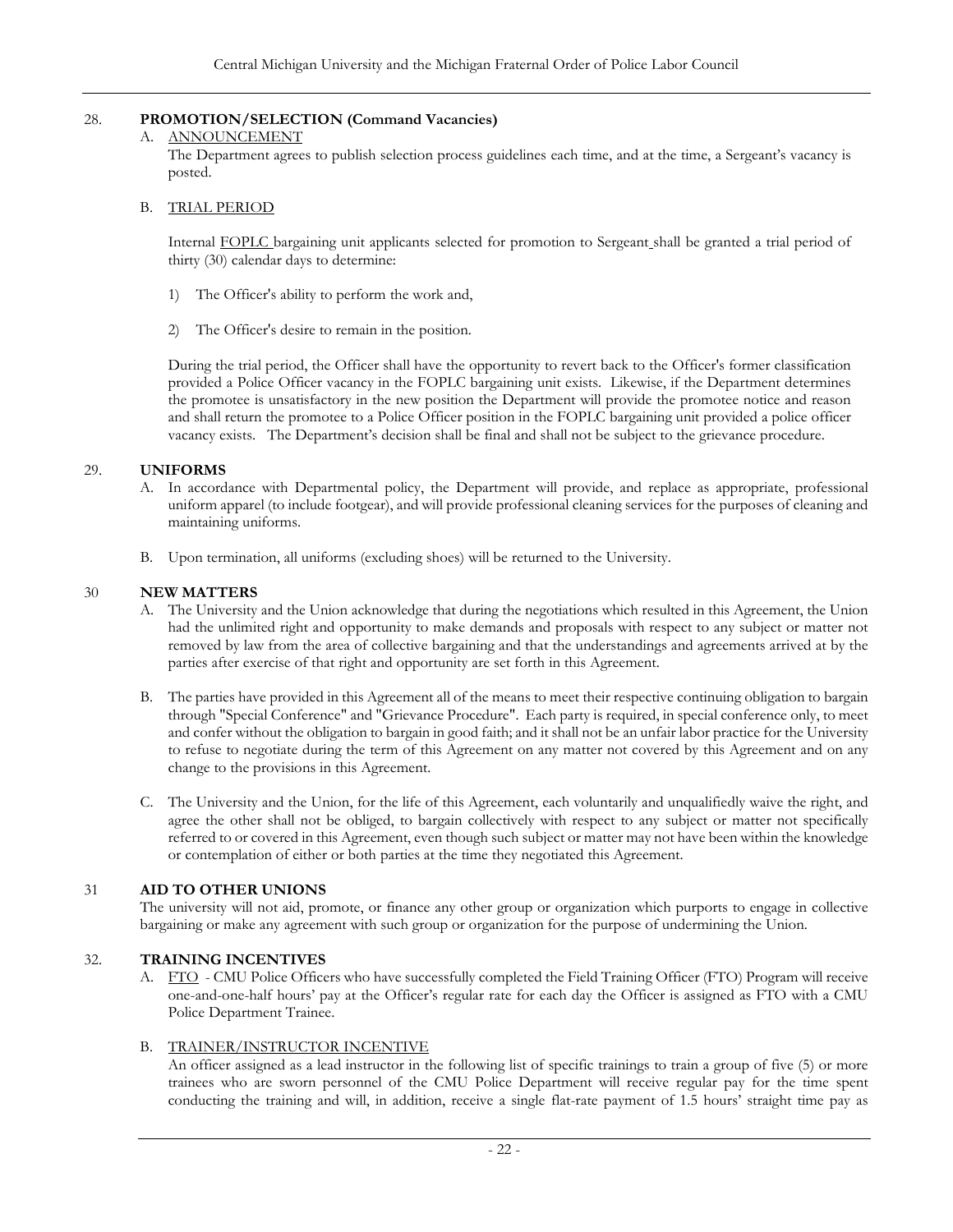## 28. PROMOTION/SELECTION (Command Vacancies)

A. ANNOUNCEMENT

The Department agrees to publish selection process guidelines each time, and at the time, a Sergeant's vacancy is posted.

B. TRIAL PERIOD

Internal FOPLC bargaining unit applicants selected for promotion to Sergeant shall be granted a trial period of thirty (30) calendar days to determine:

1) The Officer's ability to perform the work and,

2) The Officer's desire to remain in the position.

During the trial period, the Officer shall have the opportunity to revert back to the Officer's former classification provided a Police Officer vacancy in the FOPLC bargaining unit exists. Likewise, if the Department determines the promotee is unsatisfactory in the new position the Department will provide the promotee notice and reason and shall return the promotee to a Police Officer position in the FOPLC bargaining unit provided a police officer vacancy exists. The Department's decision shall be final and shall not be subject to the grievance procedure.

## 29. UNIFORMS

A. In accordance with Departmental policy, the Department will provide, and replace as appropriate, professional uniform apparel (to include footgear), and will provide professional cleaning services for the purposes of cleaning and maintaining uniforms.

B. Upon termination, all uniforms (excluding shoes) will be returned to the University.

## 30 NEW MATTERS

A. The University and the Union acknowledge that during the negotiations which resulted in this Agreement, the Union had the unlimited right and opportunity to make demands and proposals with respect to any subject or matter not removed by law from the area of collective bargaining and that the understandings and agreements arrived at by the parties after exercise of that right and opportunity are set forth in this Agreement.

B. The parties have provided in this Agreement all of the means to meet their respective continuing obligation to bargain through "Special Conference" and "Grievance Procedure". Each party is required, in special conference only, to meet and confer without the obligation to bargain in good faith; and it shall not be an unfair labor practice for the University to refuse to negotiate during the term of this Agreement on any matter not covered by this Agreement and on any change to the provisions in this Agreement.

C. The University and the Union, for the life of this Agreement, each voluntarily and unqualifiedly waive the right, and agree the other shall not be obliged, to bargain collectively with respect to any subject or matter not specifically referred to or covered in this Agreement, even though such subject or matter may not have been within the knowledge or contemplation of either or both parties at the time they negotiated this Agreement.

## 31 AID TO OTHER UNIONS

The university will not aid, promote, or finance any other group or organization which purports to engage in collective bargaining or make any agreement with such group or organization for the purpose of undermining the Union.

## 32. TRAINING INCENTIVES

A. FTO - CMU Police Officers who have successfully completed the Field Training Officer (FTO) Program will receive one-and-one-half hours' pay at the Officer's regular rate for each day the Officer is assigned as FTO with a CMU Police Department Trainee.

B. TRAINER/INSTRUCTOR INCENTIVE

An officer assigned as a lead instructor in the following list of specific trainings to train a group of five (5) or more trainees who are sworn personnel of the CMU Police Department will receive regular pay for the time spent conducting the training and will, in addition, receive a single flat-rate payment of 1.5 hours' straight time pay as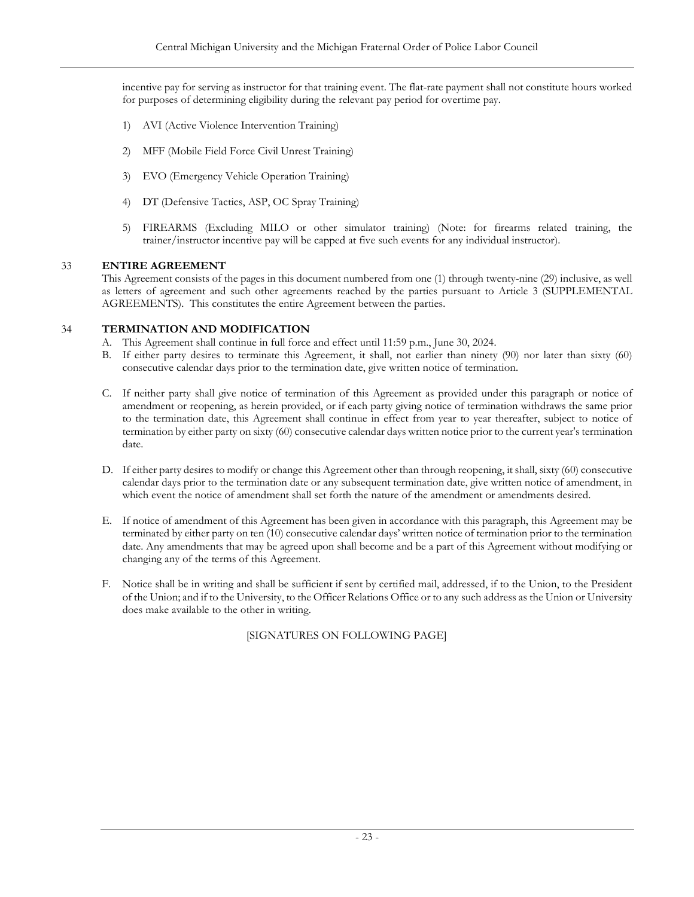incentive pay for serving as instructor for that training event. The flat-rate payment shall not constitute hours worked for purposes of determining eligibility during the relevant pay period for overtime pay.

1) AVI (Active Violence Intervention Training)

2) MFF (Mobile Field Force Civil Unrest Training)

3) EVO (Emergency Vehicle Operation Training)

4) DT (Defensive Tactics, ASP, OC Spray Training)

5) FIREARMS (Excluding MILO or other simulator training) (Note: for firearms related training, the trainer/instructor incentive pay will be capped at five such events for any individual instructor).

## 33 ENTIRE AGREEMENT

This Agreement consists of the pages in this document numbered from one (1) through twenty-nine (29) inclusive, as well as letters of agreement and such other agreements reached by the parties pursuant to Article 3 (SUPPLEMENTAL AGREEMENTS). This constitutes the entire Agreement between the parties.

## 34 TERMINATION AND MODIFICATION

A. This Agreement shall continue in full force and effect until 11:59 p.m., June 30, 2024.

B. If either party desires to terminate this Agreement, it shall, not earlier than ninety (90) nor later than sixty (60) consecutive calendar days prior to the termination date, give written notice of termination.

C. If neither party shall give notice of termination of this Agreement as provided under this paragraph or notice of amendment or reopening, as herein provided, or if each party giving notice of termination withdraws the same prior to the termination date, this Agreement shall continue in effect from year to year thereafter, subject to notice of termination by either party on sixty (60) consecutive calendar days written notice prior to the current year's termination date.

D. If either party desires to modify or change this Agreement other than through reopening, it shall, sixty (60) consecutive calendar days prior to the termination date or any subsequent termination date, give written notice of amendment, in which event the notice of amendment shall set forth the nature of the amendment or amendments desired.

E. If notice of amendment of this Agreement has been given in accordance with this paragraph, this Agreement may be terminated by either party on ten (10) consecutive calendar days' written notice of termination prior to the termination date. Any amendments that may be agreed upon shall become and be a part of this Agreement without modifying or changing any of the terms of this Agreement.

F. Notice shall be in writing and shall be sufficient if sent by certified mail, addressed, if to the Union, to the President of the Union; and if to the University, to the Officer Relations Office or to any such address as the Union or University does make available to the other in writing.

[SIGNATURES ON FOLLOWING PAGE]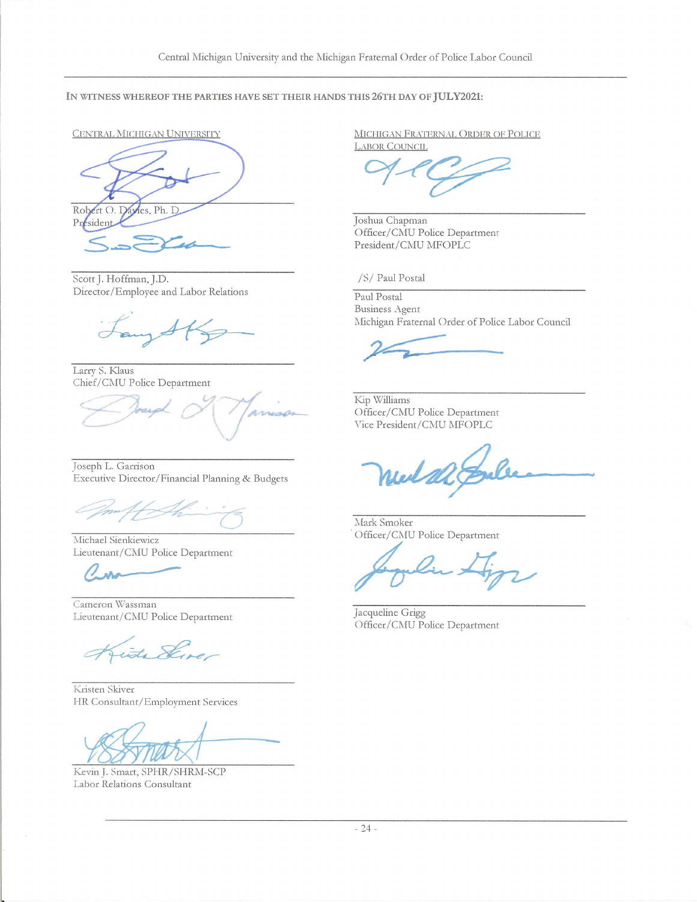IN WITNESS WHEREOF THE PARTIES HAVE SET THEIR HANDS THIS 26TH DAY OF JULY2021:

CENTRAL MICHIGAN UNIVERSITY

Robert O. Davies, Ph. D.
President

Scott J. Hoffman, J.D.
Director/Employee and Labor Relations

Larry S. Klaus
Chief/CMU Police Department

Joseph L. Garrison
Executive Director/Financial Planning & Budgets

Michael Sienkiewicz
Lieutenant/CMU Police Department

Cameron Wassman
Lieutenant/CMU Police Department

Kristen Skiver
HR Consultant/Employment Services

Kevin J. Smart, SPHR/SHRM-SCP
Labor Relations Consultant

MICHIGAN FRATERNAL ORDER OF POLICE LABOR COUNCIL

Joshua Chapman
Officer/CMU Police Department
President/CMU MFOPLC

/S/ Paul Postal

Paul Postal
Business Agent
Michigan Fraternal Order of Police Labor Council

Kip Williams
Officer/CMU Police Department
Vice President/CMU MFOPLC

Mark Smoker
Officer/CMU Police Department

Jacqueline Grigg
Officer/CMU Police Department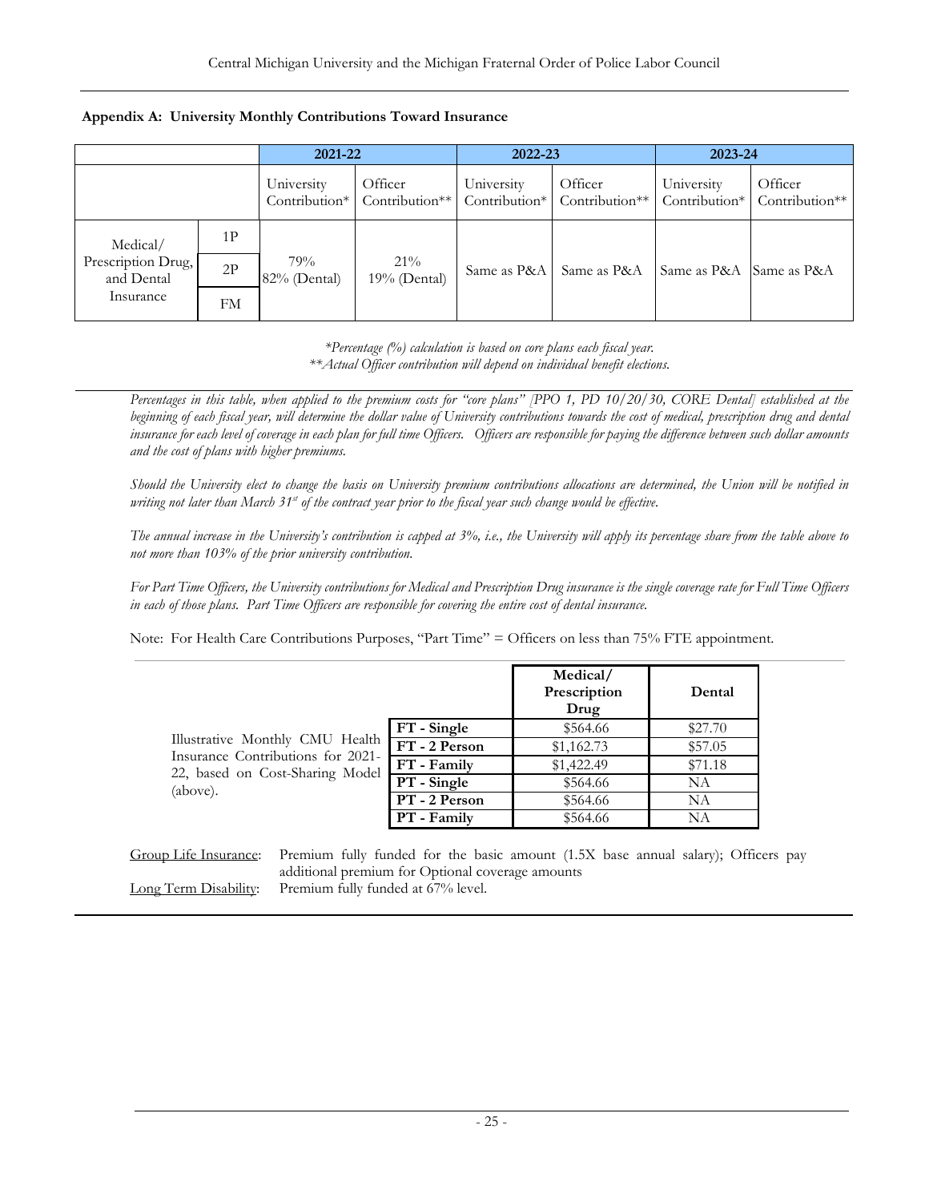**Appendix A: University Monthly Contributions Toward Insurance**

| | | 2021-22 | | 2022-23 | | 2023-24 | |
|---|---|---|---|---|---|---|---|
| | | University Contribution* | Officer Contribution** | University Contribution* | Officer Contribution** | University Contribution* | Officer Contribution** |
| Medical/ Prescription Drug, and Dental Insurance | 1P | 79% 82% (Dental) | 21% 19% (Dental) | Same as P&A | Same as P&A | Same as P&A | Same as P&A |
| | 2P | | | | | | |
| | FM | | | | | | |

*\*Percentage (%) calculation is based on core plans each fiscal year.*
*\*\*Actual Officer contribution will depend on individual benefit elections.*

*Percentages in this table, when applied to the premium costs for "core plans" [PPO 1, PD 10/20/30, CORE Dental] established at the beginning of each fiscal year, will determine the dollar value of University contributions towards the cost of medical, prescription drug and dental insurance for each level of coverage in each plan for full time Officers. Officers are responsible for paying the difference between such dollar amounts and the cost of plans with higher premiums.*

*Should the University elect to change the basis on University premium contributions allocations are determined, the Union will be notified in writing not later than March 31st of the contract year prior to the fiscal year such change would be effective.*

*The annual increase in the University's contribution is capped at 3%, i.e., the University will apply its percentage share from the table above to not more than 103% of the prior university contribution.*

*For Part Time Officers, the University contributions for Medical and Prescription Drug insurance is the single coverage rate for Full Time Officers in each of those plans. Part Time Officers are responsible for covering the entire cost of dental insurance.*

Note: For Health Care Contributions Purposes, "Part Time" = Officers on less than 75% FTE appointment.

Illustrative Monthly CMU Health Insurance Contributions for 2021-22, based on Cost-Sharing Model (above).

| | Medical/ Prescription Drug | Dental |
|---|---|---|
| **FT - Single** | $564.66 | $27.70 |
| **FT - 2 Person** | $1,162.73 | $57.05 |
| **FT - Family** | $1,422.49 | $71.18 |
| **PT - Single** | $564.66 | NA |
| **PT - 2 Person** | $564.66 | NA |
| **PT - Family** | $564.66 | NA |

Group Life Insurance: Premium fully funded for the basic amount (1.5X base annual salary); Officers pay additional premium for Optional coverage amounts

Long Term Disability: Premium fully funded at 67% level.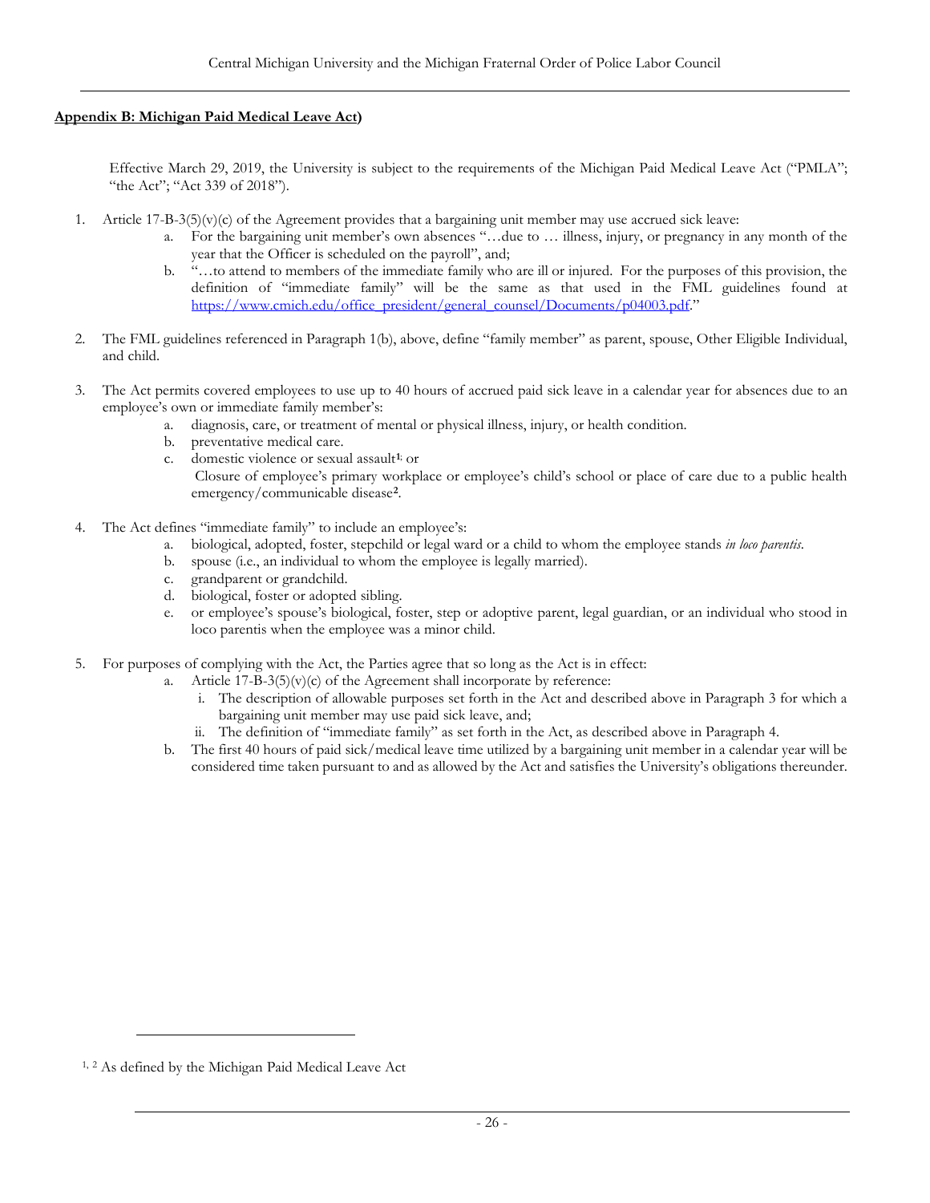## **Appendix B: Michigan Paid Medical Leave Act)**

Effective March 29, 2019, the University is subject to the requirements of the Michigan Paid Medical Leave Act ("PMLA"; "the Act"; "Act 339 of 2018").

1. Article 17-B-3(5)(v)(c) of the Agreement provides that a bargaining unit member may use accrued sick leave:
   a. For the bargaining unit member's own absences "…due to … illness, injury, or pregnancy in any month of the year that the Officer is scheduled on the payroll", and;
   b. "…to attend to members of the immediate family who are ill or injured. For the purposes of this provision, the definition of "immediate family" will be the same as that used in the FML guidelines found at [https://www.cmich.edu/office_president/general_counsel/Documents/p04003.pdf](https://www.cmich.edu/office_president/general_counsel/Documents/p04003.pdf)."

2. The FML guidelines referenced in Paragraph 1(b), above, define "family member" as parent, spouse, Other Eligible Individual, and child.

3. The Act permits covered employees to use up to 40 hours of accrued paid sick leave in a calendar year for absences due to an employee's own or immediate family member's:
   a. diagnosis, care, or treatment of mental or physical illness, injury, or health condition.
   b. preventative medical care.
   c. domestic violence or sexual assault[1]; or
   Closure of employee's primary workplace or employee's child's school or place of care due to a public health emergency/communicable disease[2].

4. The Act defines "immediate family" to include an employee's:
   a. biological, adopted, foster, stepchild or legal ward or a child to whom the employee stands *in loco parentis*.
   b. spouse (i.e., an individual to whom the employee is legally married).
   c. grandparent or grandchild.
   d. biological, foster or adopted sibling.
   e. or employee's spouse's biological, foster, step or adoptive parent, legal guardian, or an individual who stood in loco parentis when the employee was a minor child.

5. For purposes of complying with the Act, the Parties agree that so long as the Act is in effect:
   a. Article 17-B-3(5)(v)(c) of the Agreement shall incorporate by reference:
      i. The description of allowable purposes set forth in the Act and described above in Paragraph 3 for which a bargaining unit member may use paid sick leave, and;
      ii. The definition of "immediate family" as set forth in the Act, as described above in Paragraph 4.
   b. The first 40 hours of paid sick/medical leave time utilized by a bargaining unit member in a calendar year will be considered time taken pursuant to and as allowed by the Act and satisfies the University's obligations thereunder.

---

[1, 2] As defined by the Michigan Paid Medical Leave Act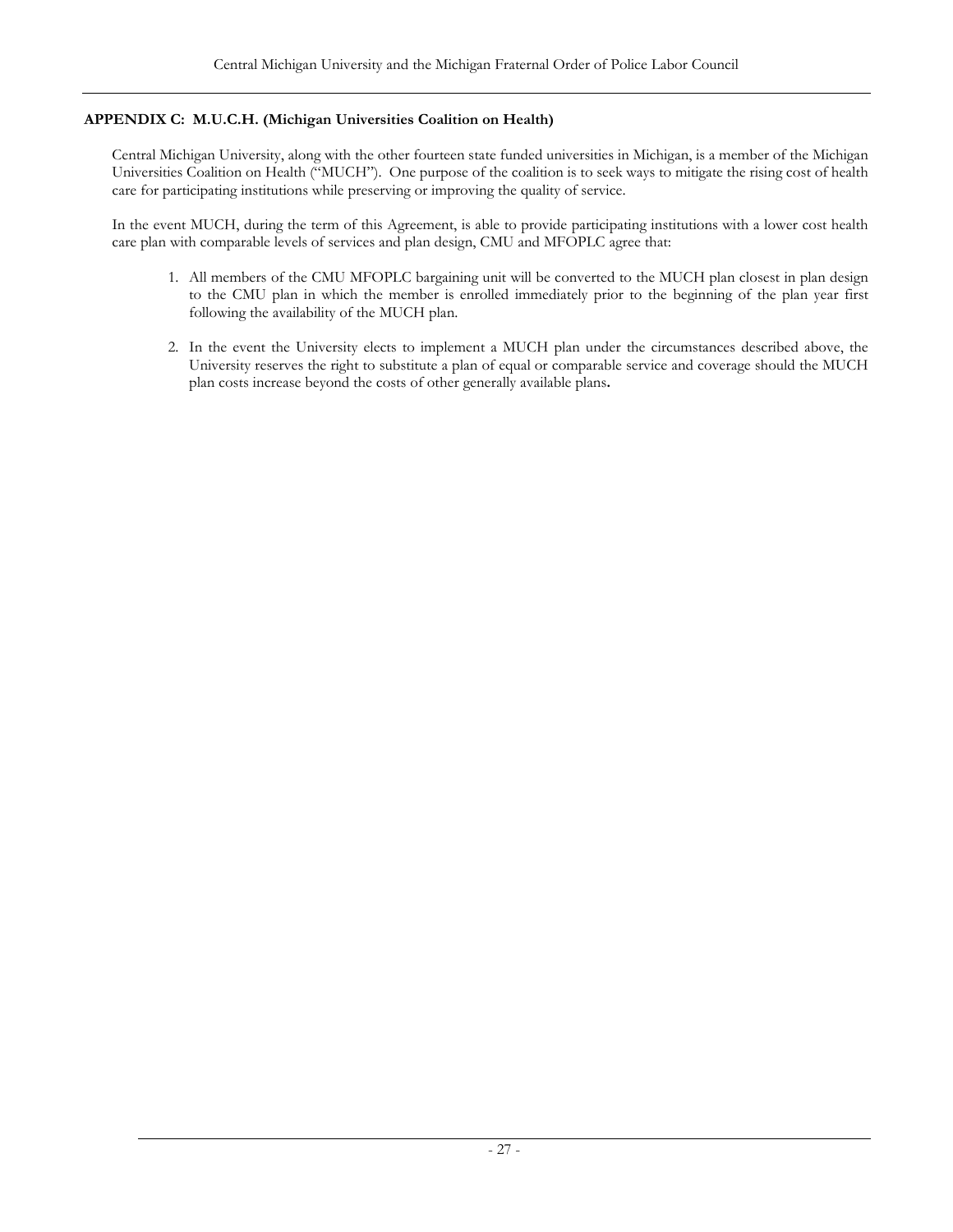## APPENDIX C: M.U.C.H. (Michigan Universities Coalition on Health)

Central Michigan University, along with the other fourteen state funded universities in Michigan, is a member of the Michigan Universities Coalition on Health ("MUCH"). One purpose of the coalition is to seek ways to mitigate the rising cost of health care for participating institutions while preserving or improving the quality of service.

In the event MUCH, during the term of this Agreement, is able to provide participating institutions with a lower cost health care plan with comparable levels of services and plan design, CMU and MFOPLC agree that:

1. All members of the CMU MFOPLC bargaining unit will be converted to the MUCH plan closest in plan design to the CMU plan in which the member is enrolled immediately prior to the beginning of the plan year first following the availability of the MUCH plan.

2. In the event the University elects to implement a MUCH plan under the circumstances described above, the University reserves the right to substitute a plan of equal or comparable service and coverage should the MUCH plan costs increase beyond the costs of other generally available plans.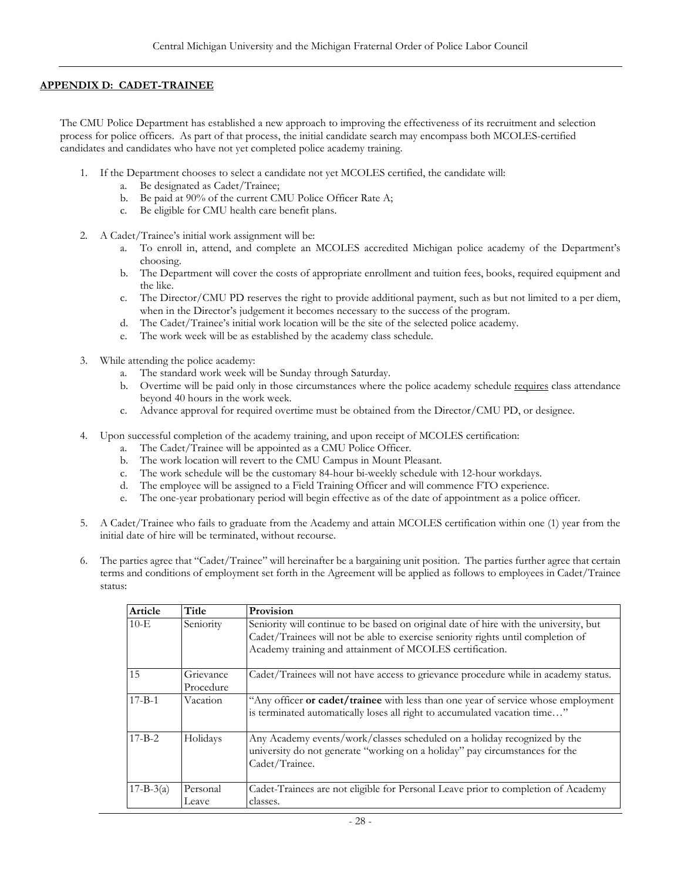**APPENDIX D: CADET-TRAINEE**

The CMU Police Department has established a new approach to improving the effectiveness of its recruitment and selection process for police officers. As part of that process, the initial candidate search may encompass both MCOLES-certified candidates and candidates who have not yet completed police academy training.

1. If the Department chooses to select a candidate not yet MCOLES certified, the candidate will:
   a. Be designated as Cadet/Trainee;
   b. Be paid at 90% of the current CMU Police Officer Rate A;
   c. Be eligible for CMU health care benefit plans.

2. A Cadet/Trainee's initial work assignment will be:
   a. To enroll in, attend, and complete an MCOLES accredited Michigan police academy of the Department's choosing.
   b. The Department will cover the costs of appropriate enrollment and tuition fees, books, required equipment and the like.
   c. The Director/CMU PD reserves the right to provide additional payment, such as but not limited to a per diem, when in the Director's judgement it becomes necessary to the success of the program.
   d. The Cadet/Trainee's initial work location will be the site of the selected police academy.
   e. The work week will be as established by the academy class schedule.

3. While attending the police academy:
   a. The standard work week will be Sunday through Saturday.
   b. Overtime will be paid only in those circumstances where the police academy schedule <u>requires</u> class attendance beyond 40 hours in the work week.
   c. Advance approval for required overtime must be obtained from the Director/CMU PD, or designee.

4. Upon successful completion of the academy training, and upon receipt of MCOLES certification:
   a. The Cadet/Trainee will be appointed as a CMU Police Officer.
   b. The work location will revert to the CMU Campus in Mount Pleasant.
   c. The work schedule will be the customary 84-hour bi-weekly schedule with 12-hour workdays.
   d. The employee will be assigned to a Field Training Officer and will commence FTO experience.
   e. The one-year probationary period will begin effective as of the date of appointment as a police officer.

5. A Cadet/Trainee who fails to graduate from the Academy and attain MCOLES certification within one (1) year from the initial date of hire will be terminated, without recourse.

6. The parties agree that "Cadet/Trainee" will hereinafter be a bargaining unit position. The parties further agree that certain terms and conditions of employment set forth in the Agreement will be applied as follows to employees in Cadet/Trainee status:

| Article | Title | Provision |
|---|---|---|
| 10-E | Seniority | Seniority will continue to be based on original date of hire with the university, but Cadet/Trainees will not be able to exercise seniority rights until completion of Academy training and attainment of MCOLES certification. |
| 15 | Grievance Procedure | Cadet/Trainees will not have access to grievance procedure while in academy status. |
| 17-B-1 | Vacation | "Any officer **or cadet/trainee** with less than one year of service whose employment is terminated automatically loses all right to accumulated vacation time…" |
| 17-B-2 | Holidays | Any Academy events/work/classes scheduled on a holiday recognized by the university do not generate "working on a holiday" pay circumstances for the Cadet/Trainee. |
| 17-B-3(a) | Personal Leave | Cadet-Trainees are not eligible for Personal Leave prior to completion of Academy classes. |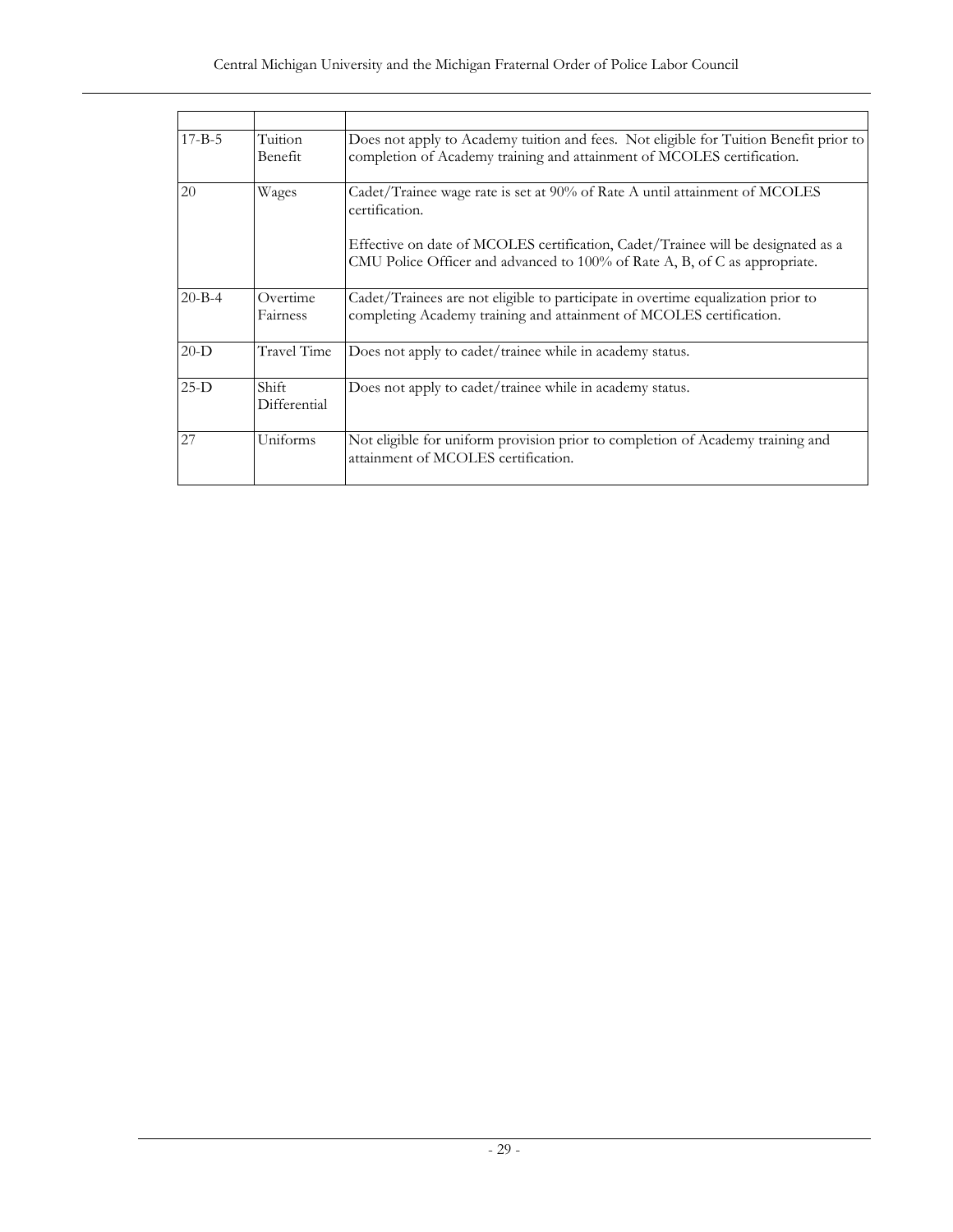| | | |
|---|---|---|
| 17-B-5 | Tuition Benefit | Does not apply to Academy tuition and fees. Not eligible for Tuition Benefit prior to completion of Academy training and attainment of MCOLES certification. |
| 20 | Wages | Cadet/Trainee wage rate is set at 90% of Rate A until attainment of MCOLES certification.<br><br>Effective on date of MCOLES certification, Cadet/Trainee will be designated as a CMU Police Officer and advanced to 100% of Rate A, B, of C as appropriate. |
| 20-B-4 | Overtime Fairness | Cadet/Trainees are not eligible to participate in overtime equalization prior to completing Academy training and attainment of MCOLES certification. |
| 20-D | Travel Time | Does not apply to cadet/trainee while in academy status. |
| 25-D | Shift Differential | Does not apply to cadet/trainee while in academy status. |
| 27 | Uniforms | Not eligible for uniform provision prior to completion of Academy training and attainment of MCOLES certification. |